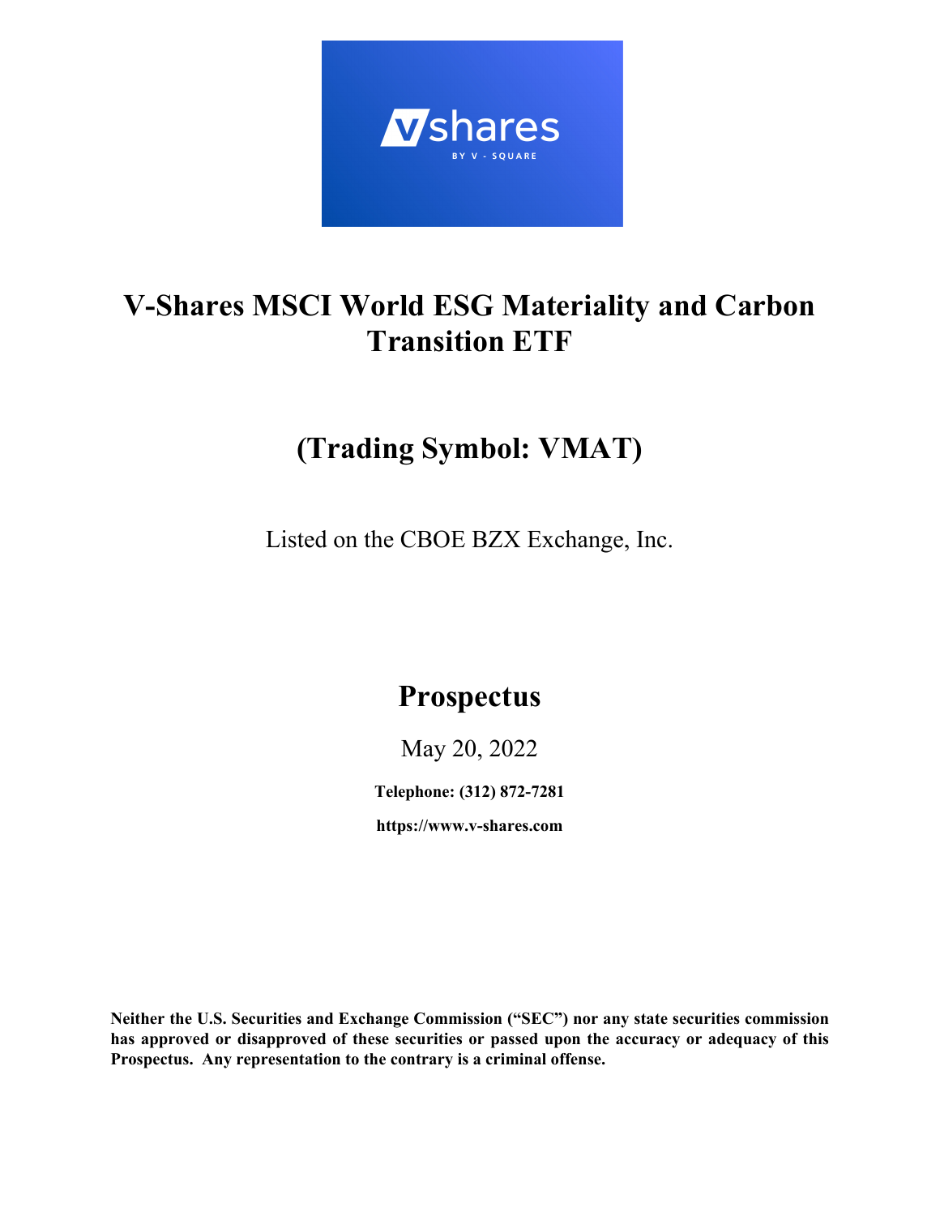# V-Shares MSCI World ESG Materiality and Carbon Transition ETF

## (Trading Symbol: VMAT)

Listed on the CBOE BZX Exchange, Inc.

# Prospectus

May 20, 2022

**Telephone: (312) 872-7281**

**https://www.v-shares.com**

**Neither the U.S. Securities and Exchange Commission ("SEC") nor any state securities commission has approved or disapproved of these securities or passed upon the accuracy or adequacy of this Prospectus. Any representation to the contrary is a criminal offense.**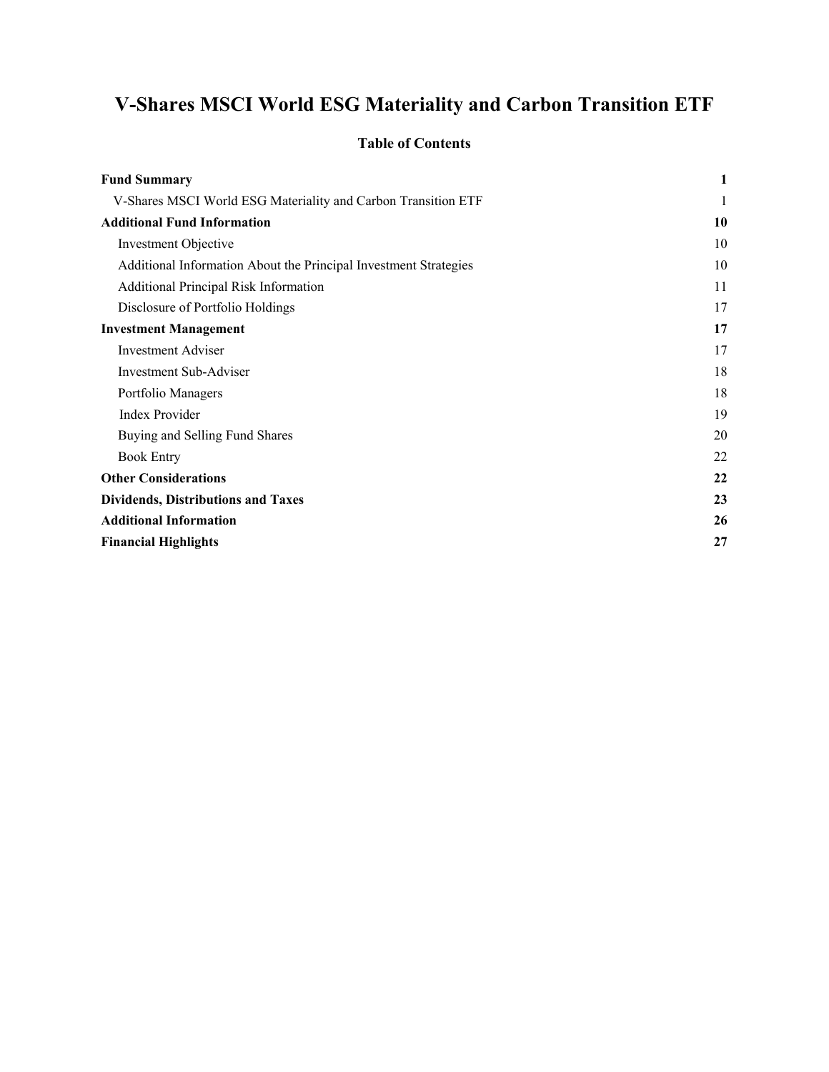# V-Shares MSCI World ESG Materiality and Carbon Transition ETF

## Table of Contents

| | |
|---|---|
| **Fund Summary** | **1** |
| V-Shares MSCI World ESG Materiality and Carbon Transition ETF | 1 |
| **Additional Fund Information** | **10** |
| Investment Objective | 10 |
| Additional Information About the Principal Investment Strategies | 10 |
| Additional Principal Risk Information | 11 |
| Disclosure of Portfolio Holdings | 17 |
| **Investment Management** | **17** |
| Investment Adviser | 17 |
| Investment Sub-Adviser | 18 |
| Portfolio Managers | 18 |
| Index Provider | 19 |
| Buying and Selling Fund Shares | 20 |
| Book Entry | 22 |
| **Other Considerations** | **22** |
| **Dividends, Distributions and Taxes** | **23** |
| **Additional Information** | **26** |
| **Financial Highlights** | **27** |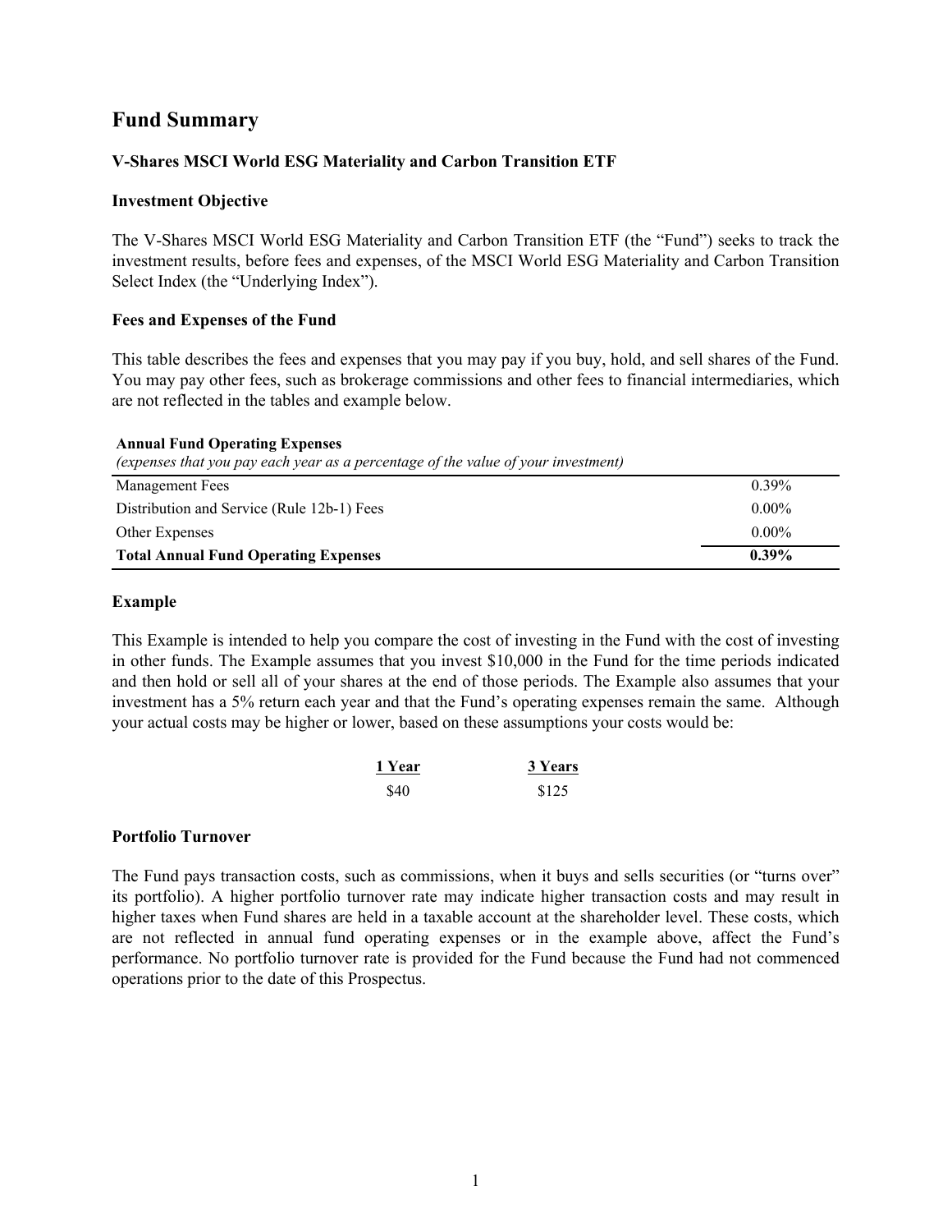## Fund Summary

### V-Shares MSCI World ESG Materiality and Carbon Transition ETF

#### Investment Objective

The V-Shares MSCI World ESG Materiality and Carbon Transition ETF (the "Fund") seeks to track the investment results, before fees and expenses, of the MSCI World ESG Materiality and Carbon Transition Select Index (the "Underlying Index").

#### Fees and Expenses of the Fund

This table describes the fees and expenses that you may pay if you buy, hold, and sell shares of the Fund. You may pay other fees, such as brokerage commissions and other fees to financial intermediaries, which are not reflected in the tables and example below.

**Annual Fund Operating Expenses**
*(expenses that you pay each year as a percentage of the value of your investment)*

| | |
|---|---|
| Management Fees | 0.39% |
| Distribution and Service (Rule 12b-1) Fees | 0.00% |
| Other Expenses | 0.00% |
| **Total Annual Fund Operating Expenses** | **0.39%** |

#### Example

This Example is intended to help you compare the cost of investing in the Fund with the cost of investing in other funds. The Example assumes that you invest $10,000 in the Fund for the time periods indicated and then hold or sell all of your shares at the end of those periods. The Example also assumes that your investment has a 5% return each year and that the Fund's operating expenses remain the same. Although your actual costs may be higher or lower, based on these assumptions your costs would be:

| 1 Year | 3 Years |
|---|---|
| $40 | $125 |

#### Portfolio Turnover

The Fund pays transaction costs, such as commissions, when it buys and sells securities (or "turns over" its portfolio). A higher portfolio turnover rate may indicate higher transaction costs and may result in higher taxes when Fund shares are held in a taxable account at the shareholder level. These costs, which are not reflected in annual fund operating expenses or in the example above, affect the Fund's performance. No portfolio turnover rate is provided for the Fund because the Fund had not commenced operations prior to the date of this Prospectus.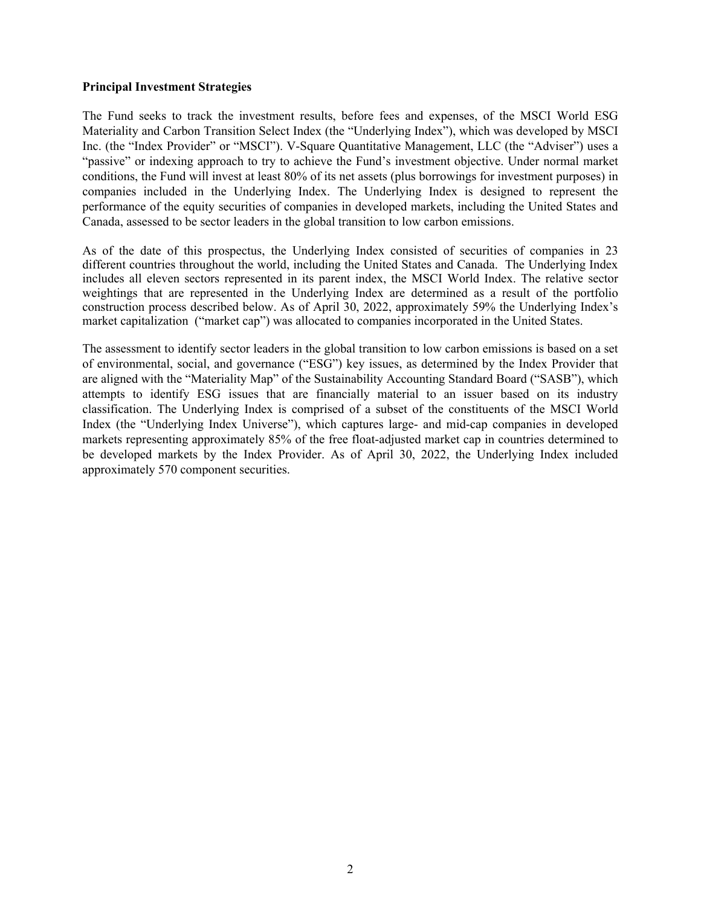**Principal Investment Strategies**

The Fund seeks to track the investment results, before fees and expenses, of the MSCI World ESG Materiality and Carbon Transition Select Index (the "Underlying Index"), which was developed by MSCI Inc. (the "Index Provider" or "MSCI"). V-Square Quantitative Management, LLC (the "Adviser") uses a "passive" or indexing approach to try to achieve the Fund's investment objective. Under normal market conditions, the Fund will invest at least 80% of its net assets (plus borrowings for investment purposes) in companies included in the Underlying Index. The Underlying Index is designed to represent the performance of the equity securities of companies in developed markets, including the United States and Canada, assessed to be sector leaders in the global transition to low carbon emissions.

As of the date of this prospectus, the Underlying Index consisted of securities of companies in 23 different countries throughout the world, including the United States and Canada. The Underlying Index includes all eleven sectors represented in its parent index, the MSCI World Index. The relative sector weightings that are represented in the Underlying Index are determined as a result of the portfolio construction process described below. As of April 30, 2022, approximately 59% the Underlying Index's market capitalization ("market cap") was allocated to companies incorporated in the United States.

The assessment to identify sector leaders in the global transition to low carbon emissions is based on a set of environmental, social, and governance ("ESG") key issues, as determined by the Index Provider that are aligned with the "Materiality Map" of the Sustainability Accounting Standard Board ("SASB"), which attempts to identify ESG issues that are financially material to an issuer based on its industry classification. The Underlying Index is comprised of a subset of the constituents of the MSCI World Index (the "Underlying Index Universe"), which captures large- and mid-cap companies in developed markets representing approximately 85% of the free float-adjusted market cap in countries determined to be developed markets by the Index Provider. As of April 30, 2022, the Underlying Index included approximately 570 component securities.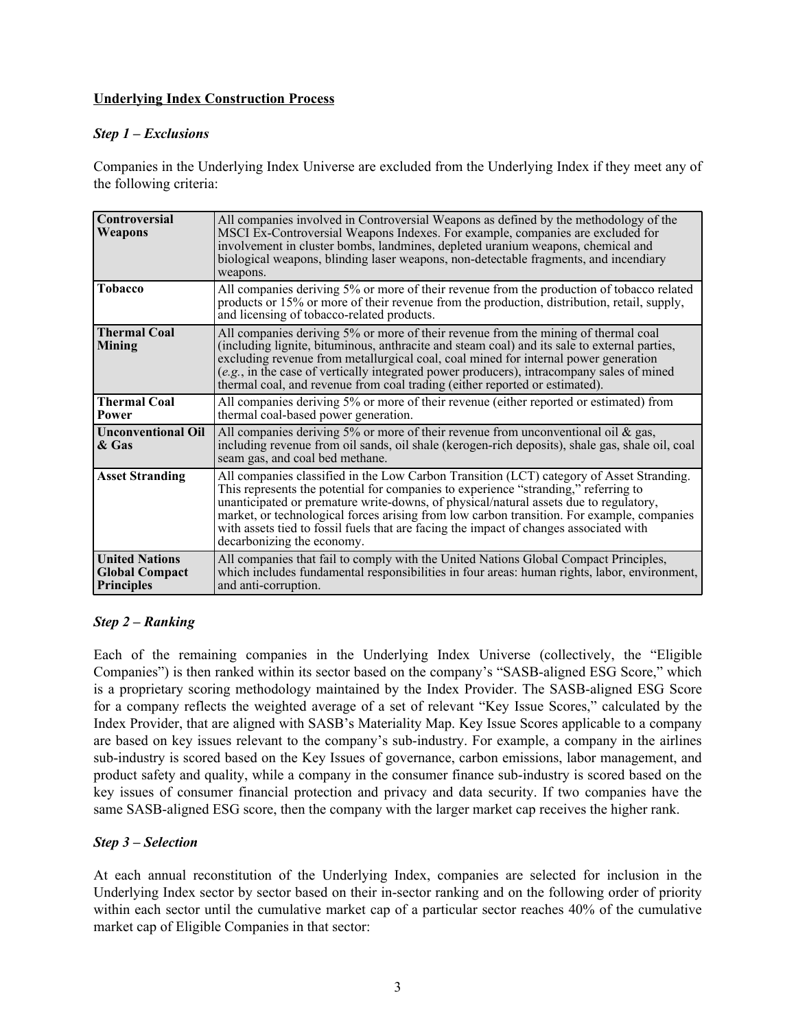**Underlying Index Construction Process**

***Step 1 – Exclusions***

Companies in the Underlying Index Universe are excluded from the Underlying Index if they meet any of the following criteria:

| | |
|---|---|
| **Controversial Weapons** | All companies involved in Controversial Weapons as defined by the methodology of the MSCI Ex-Controversial Weapons Indexes. For example, companies are excluded for involvement in cluster bombs, landmines, depleted uranium weapons, chemical and biological weapons, blinding laser weapons, non-detectable fragments, and incendiary weapons. |
| **Tobacco** | All companies deriving 5% or more of their revenue from the production of tobacco related products or 15% or more of their revenue from the production, distribution, retail, supply, and licensing of tobacco-related products. |
| **Thermal Coal Mining** | All companies deriving 5% or more of their revenue from the mining of thermal coal (including lignite, bituminous, anthracite and steam coal) and its sale to external parties, excluding revenue from metallurgical coal, coal mined for internal power generation (*e.g.*, in the case of vertically integrated power producers), intracompany sales of mined thermal coal, and revenue from coal trading (either reported or estimated). |
| **Thermal Coal Power** | All companies deriving 5% or more of their revenue (either reported or estimated) from thermal coal-based power generation. |
| **Unconventional Oil & Gas** | All companies deriving 5% or more of their revenue from unconventional oil & gas, including revenue from oil sands, oil shale (kerogen-rich deposits), shale gas, shale oil, coal seam gas, and coal bed methane. |
| **Asset Stranding** | All companies classified in the Low Carbon Transition (LCT) category of Asset Stranding. This represents the potential for companies to experience "stranding," referring to unanticipated or premature write-downs, of physical/natural assets due to regulatory, market, or technological forces arising from low carbon transition. For example, companies with assets tied to fossil fuels that are facing the impact of changes associated with decarbonizing the economy. |
| **United Nations Global Compact Principles** | All companies that fail to comply with the United Nations Global Compact Principles, which includes fundamental responsibilities in four areas: human rights, labor, environment, and anti-corruption. |

***Step 2 – Ranking***

Each of the remaining companies in the Underlying Index Universe (collectively, the "Eligible Companies") is then ranked within its sector based on the company's "SASB-aligned ESG Score," which is a proprietary scoring methodology maintained by the Index Provider. The SASB-aligned ESG Score for a company reflects the weighted average of a set of relevant "Key Issue Scores," calculated by the Index Provider, that are aligned with SASB's Materiality Map. Key Issue Scores applicable to a company are based on key issues relevant to the company's sub-industry. For example, a company in the airlines sub-industry is scored based on the Key Issues of governance, carbon emissions, labor management, and product safety and quality, while a company in the consumer finance sub-industry is scored based on the key issues of consumer financial protection and privacy and data security. If two companies have the same SASB-aligned ESG score, then the company with the larger market cap receives the higher rank.

***Step 3 – Selection***

At each annual reconstitution of the Underlying Index, companies are selected for inclusion in the Underlying Index sector by sector based on their in-sector ranking and on the following order of priority within each sector until the cumulative market cap of a particular sector reaches 40% of the cumulative market cap of Eligible Companies in that sector: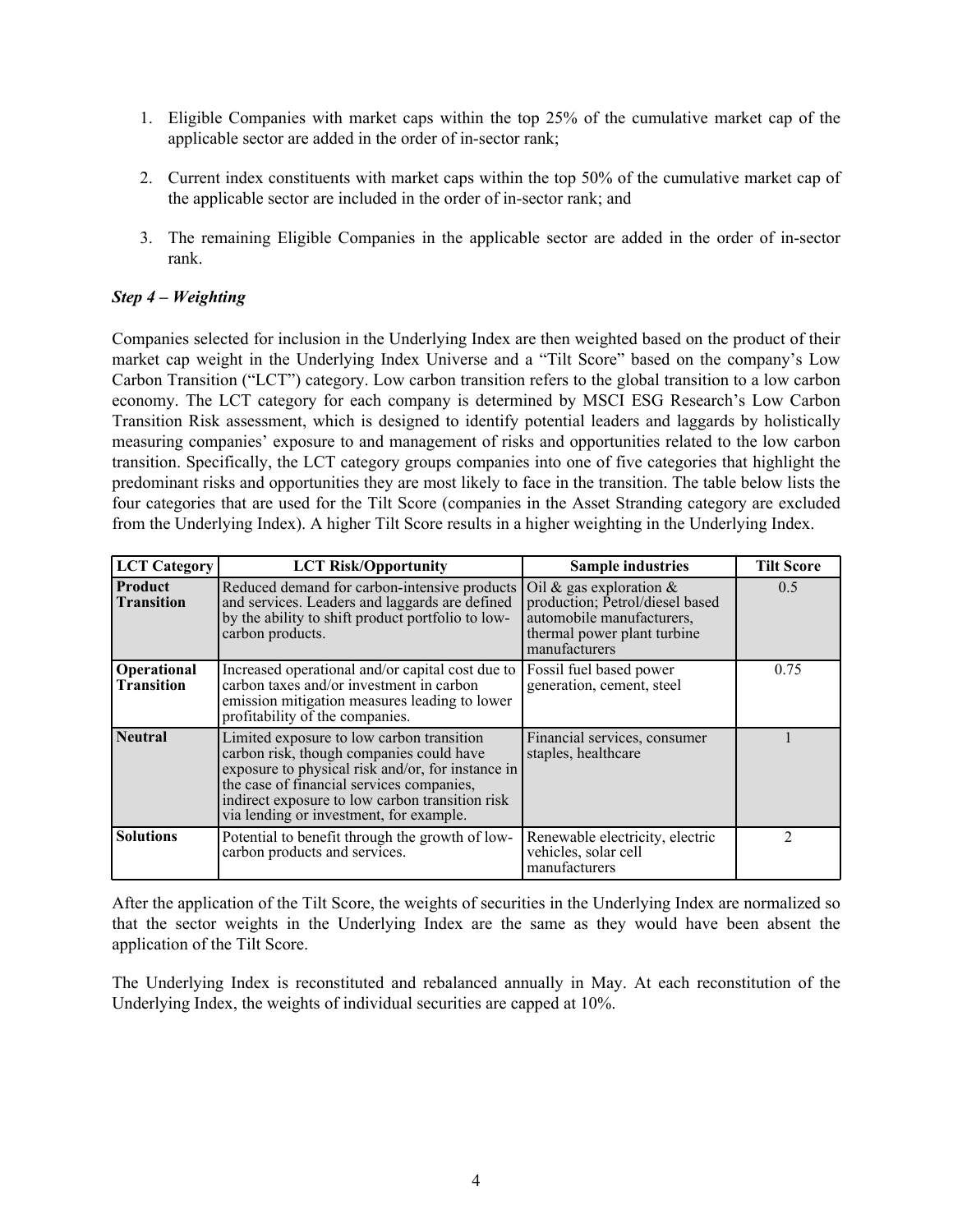1. Eligible Companies with market caps within the top 25% of the cumulative market cap of the applicable sector are added in the order of in-sector rank;

2. Current index constituents with market caps within the top 50% of the cumulative market cap of the applicable sector are included in the order of in-sector rank; and

3. The remaining Eligible Companies in the applicable sector are added in the order of in-sector rank.

***Step 4 – Weighting***

Companies selected for inclusion in the Underlying Index are then weighted based on the product of their market cap weight in the Underlying Index Universe and a "Tilt Score" based on the company's Low Carbon Transition ("LCT") category. Low carbon transition refers to the global transition to a low carbon economy. The LCT category for each company is determined by MSCI ESG Research's Low Carbon Transition Risk assessment, which is designed to identify potential leaders and laggards by holistically measuring companies' exposure to and management of risks and opportunities related to the low carbon transition. Specifically, the LCT category groups companies into one of five categories that highlight the predominant risks and opportunities they are most likely to face in the transition. The table below lists the four categories that are used for the Tilt Score (companies in the Asset Stranding category are excluded from the Underlying Index). A higher Tilt Score results in a higher weighting in the Underlying Index.

| LCT Category | LCT Risk/Opportunity | Sample industries | Tilt Score |
|---|---|---|---|
| **Product Transition** | Reduced demand for carbon-intensive products and services. Leaders and laggards are defined by the ability to shift product portfolio to low-carbon products. | Oil & gas exploration & production; Petrol/diesel based automobile manufacturers, thermal power plant turbine manufacturers | 0.5 |
| **Operational Transition** | Increased operational and/or capital cost due to carbon taxes and/or investment in carbon emission mitigation measures leading to lower profitability of the companies. | Fossil fuel based power generation, cement, steel | 0.75 |
| **Neutral** | Limited exposure to low carbon transition carbon risk, though companies could have exposure to physical risk and/or, for instance in the case of financial services companies, indirect exposure to low carbon transition risk via lending or investment, for example. | Financial services, consumer staples, healthcare | 1 |
| **Solutions** | Potential to benefit through the growth of low-carbon products and services. | Renewable electricity, electric vehicles, solar cell manufacturers | 2 |

After the application of the Tilt Score, the weights of securities in the Underlying Index are normalized so that the sector weights in the Underlying Index are the same as they would have been absent the application of the Tilt Score.

The Underlying Index is reconstituted and rebalanced annually in May. At each reconstitution of the Underlying Index, the weights of individual securities are capped at 10%.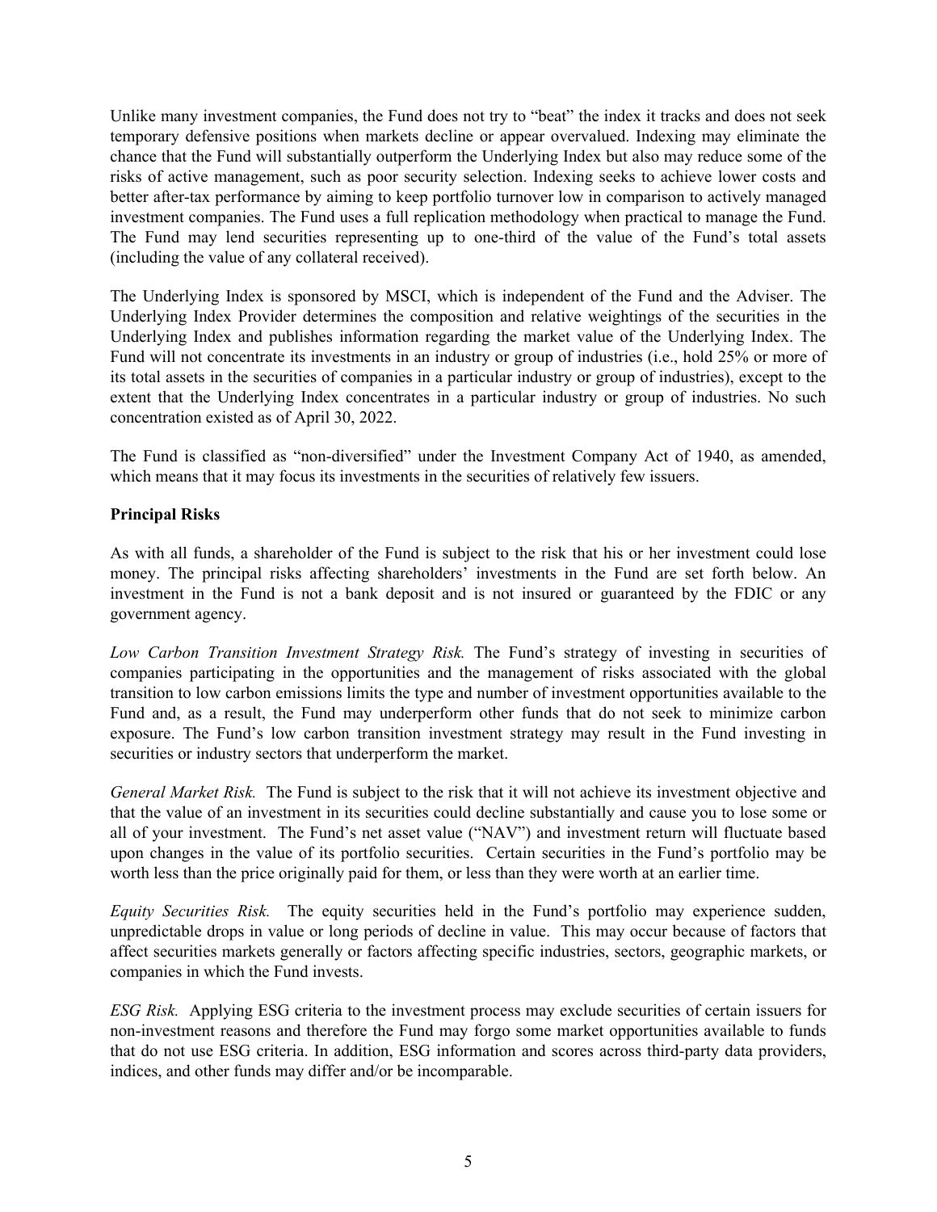Unlike many investment companies, the Fund does not try to "beat" the index it tracks and does not seek temporary defensive positions when markets decline or appear overvalued. Indexing may eliminate the chance that the Fund will substantially outperform the Underlying Index but also may reduce some of the risks of active management, such as poor security selection. Indexing seeks to achieve lower costs and better after-tax performance by aiming to keep portfolio turnover low in comparison to actively managed investment companies. The Fund uses a full replication methodology when practical to manage the Fund. The Fund may lend securities representing up to one-third of the value of the Fund's total assets (including the value of any collateral received).

The Underlying Index is sponsored by MSCI, which is independent of the Fund and the Adviser. The Underlying Index Provider determines the composition and relative weightings of the securities in the Underlying Index and publishes information regarding the market value of the Underlying Index. The Fund will not concentrate its investments in an industry or group of industries (i.e., hold 25% or more of its total assets in the securities of companies in a particular industry or group of industries), except to the extent that the Underlying Index concentrates in a particular industry or group of industries. No such concentration existed as of April 30, 2022.

The Fund is classified as "non-diversified" under the Investment Company Act of 1940, as amended, which means that it may focus its investments in the securities of relatively few issuers.

**Principal Risks**

As with all funds, a shareholder of the Fund is subject to the risk that his or her investment could lose money. The principal risks affecting shareholders' investments in the Fund are set forth below. An investment in the Fund is not a bank deposit and is not insured or guaranteed by the FDIC or any government agency.

*Low Carbon Transition Investment Strategy Risk.* The Fund's strategy of investing in securities of companies participating in the opportunities and the management of risks associated with the global transition to low carbon emissions limits the type and number of investment opportunities available to the Fund and, as a result, the Fund may underperform other funds that do not seek to minimize carbon exposure. The Fund's low carbon transition investment strategy may result in the Fund investing in securities or industry sectors that underperform the market.

*General Market Risk.* The Fund is subject to the risk that it will not achieve its investment objective and that the value of an investment in its securities could decline substantially and cause you to lose some or all of your investment. The Fund's net asset value ("NAV") and investment return will fluctuate based upon changes in the value of its portfolio securities. Certain securities in the Fund's portfolio may be worth less than the price originally paid for them, or less than they were worth at an earlier time.

*Equity Securities Risk.* The equity securities held in the Fund's portfolio may experience sudden, unpredictable drops in value or long periods of decline in value. This may occur because of factors that affect securities markets generally or factors affecting specific industries, sectors, geographic markets, or companies in which the Fund invests.

*ESG Risk.* Applying ESG criteria to the investment process may exclude securities of certain issuers for non-investment reasons and therefore the Fund may forgo some market opportunities available to funds that do not use ESG criteria. In addition, ESG information and scores across third-party data providers, indices, and other funds may differ and/or be incomparable.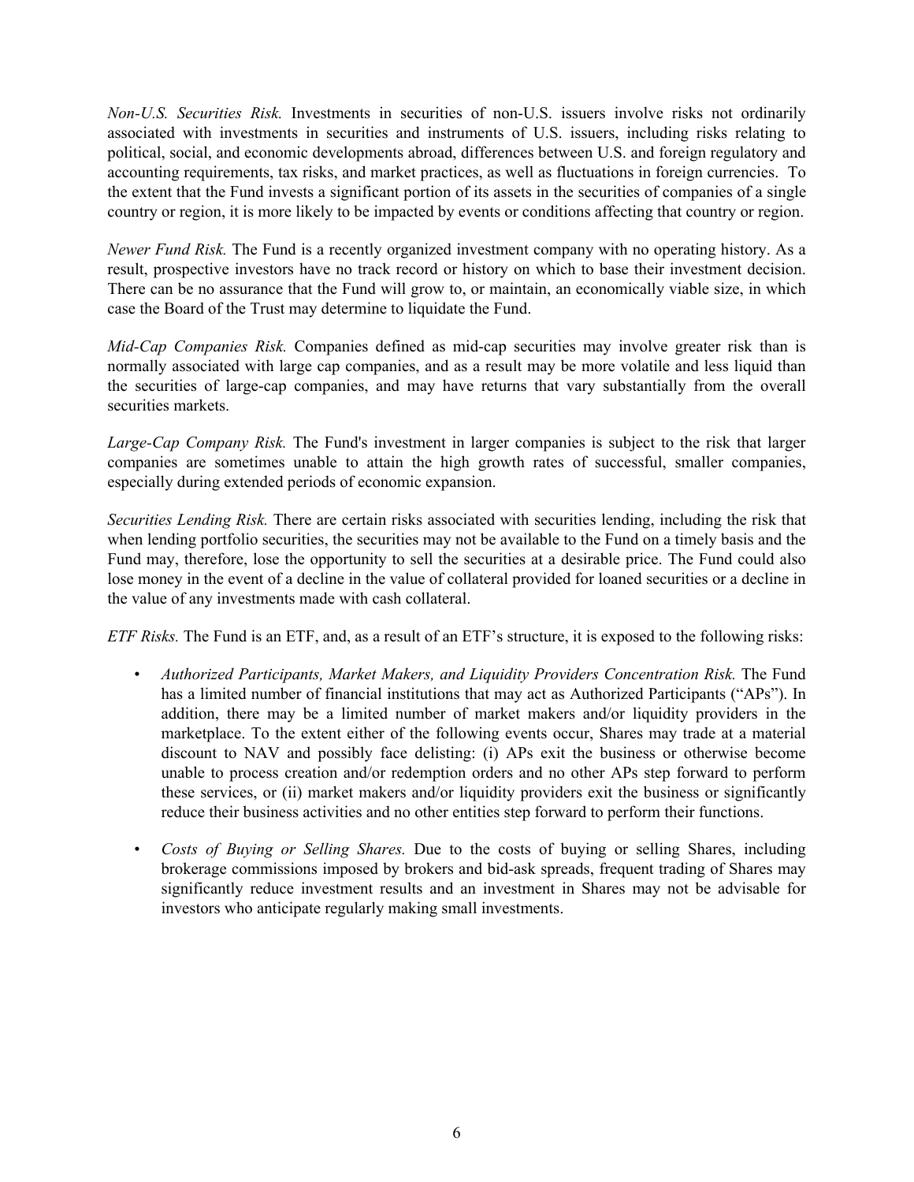*Non-U.S. Securities Risk.* Investments in securities of non-U.S. issuers involve risks not ordinarily associated with investments in securities and instruments of U.S. issuers, including risks relating to political, social, and economic developments abroad, differences between U.S. and foreign regulatory and accounting requirements, tax risks, and market practices, as well as fluctuations in foreign currencies. To the extent that the Fund invests a significant portion of its assets in the securities of companies of a single country or region, it is more likely to be impacted by events or conditions affecting that country or region.

*Newer Fund Risk.* The Fund is a recently organized investment company with no operating history. As a result, prospective investors have no track record or history on which to base their investment decision. There can be no assurance that the Fund will grow to, or maintain, an economically viable size, in which case the Board of the Trust may determine to liquidate the Fund.

*Mid-Cap Companies Risk.* Companies defined as mid-cap securities may involve greater risk than is normally associated with large cap companies, and as a result may be more volatile and less liquid than the securities of large-cap companies, and may have returns that vary substantially from the overall securities markets.

*Large-Cap Company Risk.* The Fund's investment in larger companies is subject to the risk that larger companies are sometimes unable to attain the high growth rates of successful, smaller companies, especially during extended periods of economic expansion.

*Securities Lending Risk.* There are certain risks associated with securities lending, including the risk that when lending portfolio securities, the securities may not be available to the Fund on a timely basis and the Fund may, therefore, lose the opportunity to sell the securities at a desirable price. The Fund could also lose money in the event of a decline in the value of collateral provided for loaned securities or a decline in the value of any investments made with cash collateral.

*ETF Risks.* The Fund is an ETF, and, as a result of an ETF's structure, it is exposed to the following risks:

- *Authorized Participants, Market Makers, and Liquidity Providers Concentration Risk.* The Fund has a limited number of financial institutions that may act as Authorized Participants ("APs"). In addition, there may be a limited number of market makers and/or liquidity providers in the marketplace. To the extent either of the following events occur, Shares may trade at a material discount to NAV and possibly face delisting: (i) APs exit the business or otherwise become unable to process creation and/or redemption orders and no other APs step forward to perform these services, or (ii) market makers and/or liquidity providers exit the business or significantly reduce their business activities and no other entities step forward to perform their functions.

- *Costs of Buying or Selling Shares.* Due to the costs of buying or selling Shares, including brokerage commissions imposed by brokers and bid-ask spreads, frequent trading of Shares may significantly reduce investment results and an investment in Shares may not be advisable for investors who anticipate regularly making small investments.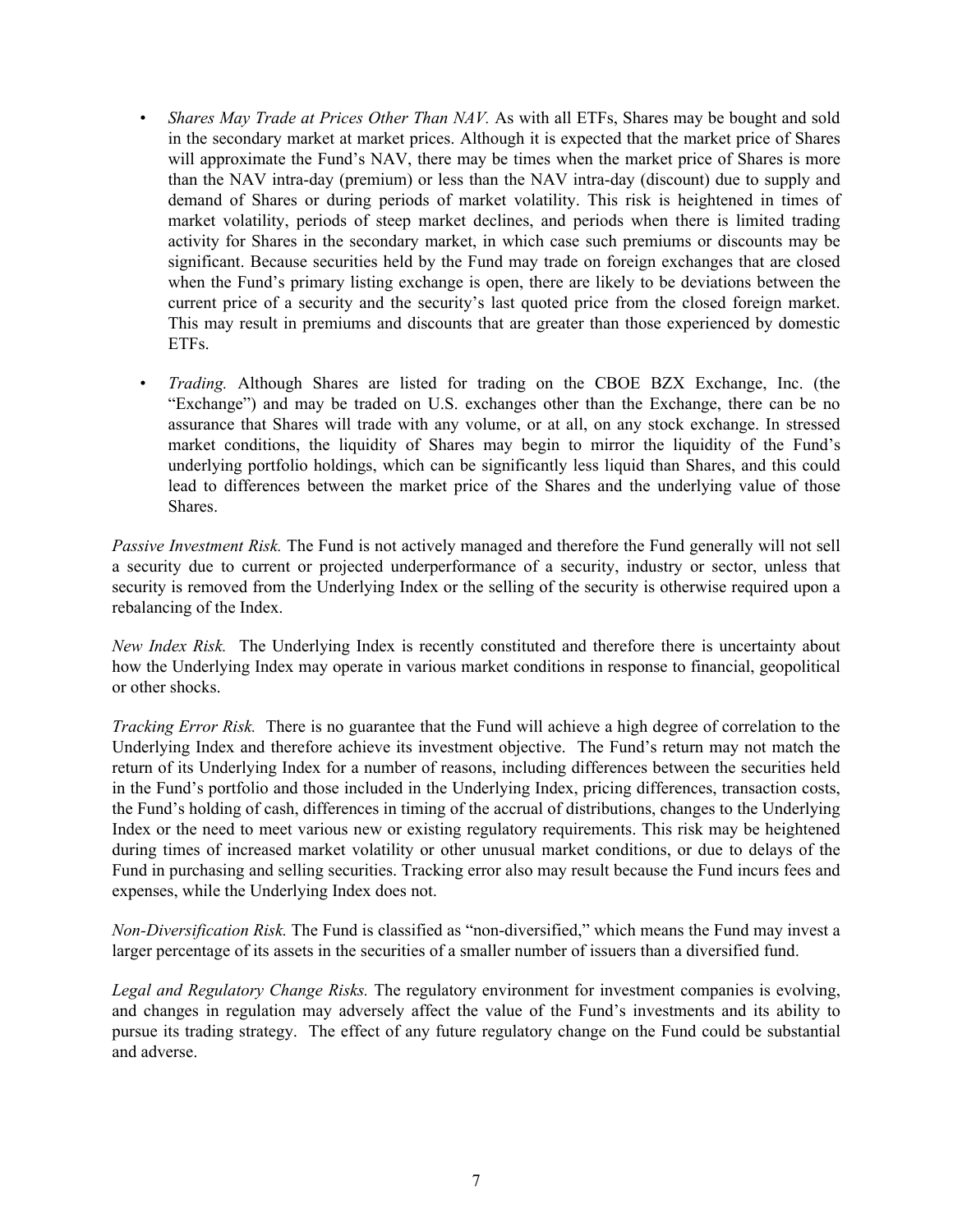- *Shares May Trade at Prices Other Than NAV.* As with all ETFs, Shares may be bought and sold in the secondary market at market prices. Although it is expected that the market price of Shares will approximate the Fund's NAV, there may be times when the market price of Shares is more than the NAV intra-day (premium) or less than the NAV intra-day (discount) due to supply and demand of Shares or during periods of market volatility. This risk is heightened in times of market volatility, periods of steep market declines, and periods when there is limited trading activity for Shares in the secondary market, in which case such premiums or discounts may be significant. Because securities held by the Fund may trade on foreign exchanges that are closed when the Fund's primary listing exchange is open, there are likely to be deviations between the current price of a security and the security's last quoted price from the closed foreign market. This may result in premiums and discounts that are greater than those experienced by domestic ETFs.
- *Trading.* Although Shares are listed for trading on the CBOE BZX Exchange, Inc. (the "Exchange") and may be traded on U.S. exchanges other than the Exchange, there can be no assurance that Shares will trade with any volume, or at all, on any stock exchange. In stressed market conditions, the liquidity of Shares may begin to mirror the liquidity of the Fund's underlying portfolio holdings, which can be significantly less liquid than Shares, and this could lead to differences between the market price of the Shares and the underlying value of those Shares.

*Passive Investment Risk.* The Fund is not actively managed and therefore the Fund generally will not sell a security due to current or projected underperformance of a security, industry or sector, unless that security is removed from the Underlying Index or the selling of the security is otherwise required upon a rebalancing of the Index.

*New Index Risk.* The Underlying Index is recently constituted and therefore there is uncertainty about how the Underlying Index may operate in various market conditions in response to financial, geopolitical or other shocks.

*Tracking Error Risk.* There is no guarantee that the Fund will achieve a high degree of correlation to the Underlying Index and therefore achieve its investment objective. The Fund's return may not match the return of its Underlying Index for a number of reasons, including differences between the securities held in the Fund's portfolio and those included in the Underlying Index, pricing differences, transaction costs, the Fund's holding of cash, differences in timing of the accrual of distributions, changes to the Underlying Index or the need to meet various new or existing regulatory requirements. This risk may be heightened during times of increased market volatility or other unusual market conditions, or due to delays of the Fund in purchasing and selling securities. Tracking error also may result because the Fund incurs fees and expenses, while the Underlying Index does not.

*Non-Diversification Risk.* The Fund is classified as "non-diversified," which means the Fund may invest a larger percentage of its assets in the securities of a smaller number of issuers than a diversified fund.

*Legal and Regulatory Change Risks.* The regulatory environment for investment companies is evolving, and changes in regulation may adversely affect the value of the Fund's investments and its ability to pursue its trading strategy. The effect of any future regulatory change on the Fund could be substantial and adverse.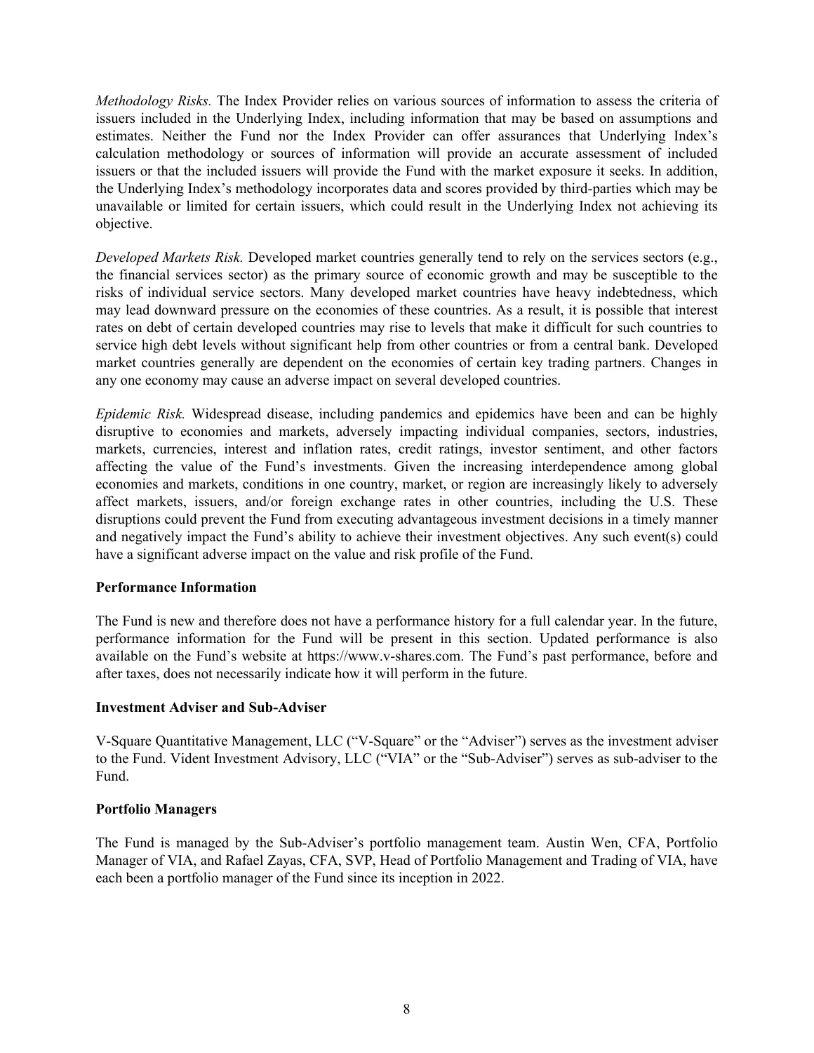*Methodology Risks.* The Index Provider relies on various sources of information to assess the criteria of issuers included in the Underlying Index, including information that may be based on assumptions and estimates. Neither the Fund nor the Index Provider can offer assurances that Underlying Index's calculation methodology or sources of information will provide an accurate assessment of included issuers or that the included issuers will provide the Fund with the market exposure it seeks. In addition, the Underlying Index's methodology incorporates data and scores provided by third-parties which may be unavailable or limited for certain issuers, which could result in the Underlying Index not achieving its objective.

*Developed Markets Risk.* Developed market countries generally tend to rely on the services sectors (e.g., the financial services sector) as the primary source of economic growth and may be susceptible to the risks of individual service sectors. Many developed market countries have heavy indebtedness, which may lead downward pressure on the economies of these countries. As a result, it is possible that interest rates on debt of certain developed countries may rise to levels that make it difficult for such countries to service high debt levels without significant help from other countries or from a central bank. Developed market countries generally are dependent on the economies of certain key trading partners. Changes in any one economy may cause an adverse impact on several developed countries.

*Epidemic Risk.* Widespread disease, including pandemics and epidemics have been and can be highly disruptive to economies and markets, adversely impacting individual companies, sectors, industries, markets, currencies, interest and inflation rates, credit ratings, investor sentiment, and other factors affecting the value of the Fund's investments. Given the increasing interdependence among global economies and markets, conditions in one country, market, or region are increasingly likely to adversely affect markets, issuers, and/or foreign exchange rates in other countries, including the U.S. These disruptions could prevent the Fund from executing advantageous investment decisions in a timely manner and negatively impact the Fund's ability to achieve their investment objectives. Any such event(s) could have a significant adverse impact on the value and risk profile of the Fund.

**Performance Information**

The Fund is new and therefore does not have a performance history for a full calendar year. In the future, performance information for the Fund will be present in this section. Updated performance is also available on the Fund's website at https://www.v-shares.com. The Fund's past performance, before and after taxes, does not necessarily indicate how it will perform in the future.

**Investment Adviser and Sub-Adviser**

V-Square Quantitative Management, LLC ("V-Square" or the "Adviser") serves as the investment adviser to the Fund. Vident Investment Advisory, LLC ("VIA" or the "Sub-Adviser") serves as sub-adviser to the Fund.

**Portfolio Managers**

The Fund is managed by the Sub-Adviser's portfolio management team. Austin Wen, CFA, Portfolio Manager of VIA, and Rafael Zayas, CFA, SVP, Head of Portfolio Management and Trading of VIA, have each been a portfolio manager of the Fund since its inception in 2022.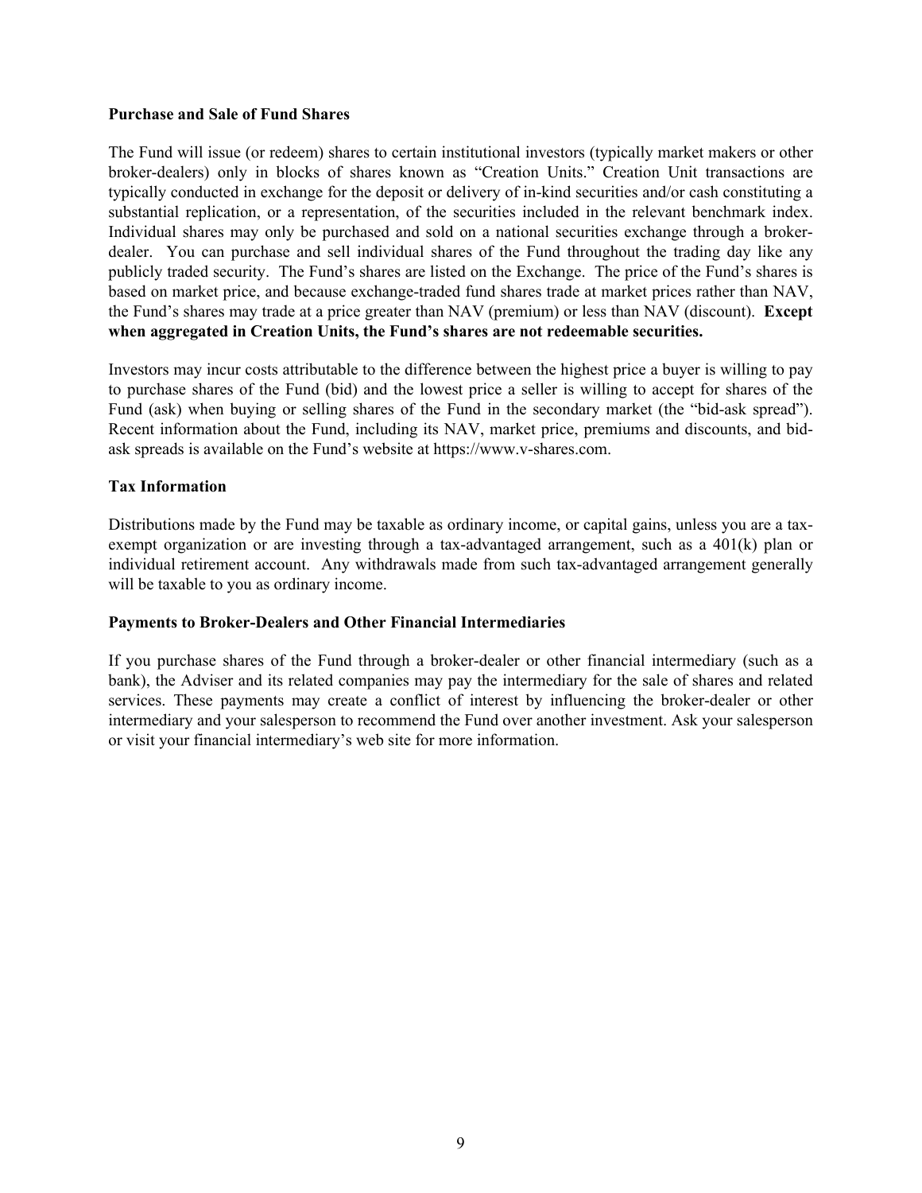**Purchase and Sale of Fund Shares**

The Fund will issue (or redeem) shares to certain institutional investors (typically market makers or other broker-dealers) only in blocks of shares known as "Creation Units." Creation Unit transactions are typically conducted in exchange for the deposit or delivery of in-kind securities and/or cash constituting a substantial replication, or a representation, of the securities included in the relevant benchmark index. Individual shares may only be purchased and sold on a national securities exchange through a broker-dealer. You can purchase and sell individual shares of the Fund throughout the trading day like any publicly traded security. The Fund's shares are listed on the Exchange. The price of the Fund's shares is based on market price, and because exchange-traded fund shares trade at market prices rather than NAV, the Fund's shares may trade at a price greater than NAV (premium) or less than NAV (discount). **Except when aggregated in Creation Units, the Fund's shares are not redeemable securities.**

Investors may incur costs attributable to the difference between the highest price a buyer is willing to pay to purchase shares of the Fund (bid) and the lowest price a seller is willing to accept for shares of the Fund (ask) when buying or selling shares of the Fund in the secondary market (the "bid-ask spread"). Recent information about the Fund, including its NAV, market price, premiums and discounts, and bid-ask spreads is available on the Fund's website at https://www.v-shares.com.

**Tax Information**

Distributions made by the Fund may be taxable as ordinary income, or capital gains, unless you are a tax-exempt organization or are investing through a tax-advantaged arrangement, such as a 401(k) plan or individual retirement account. Any withdrawals made from such tax-advantaged arrangement generally will be taxable to you as ordinary income.

**Payments to Broker-Dealers and Other Financial Intermediaries**

If you purchase shares of the Fund through a broker-dealer or other financial intermediary (such as a bank), the Adviser and its related companies may pay the intermediary for the sale of shares and related services. These payments may create a conflict of interest by influencing the broker-dealer or other intermediary and your salesperson to recommend the Fund over another investment. Ask your salesperson or visit your financial intermediary's web site for more information.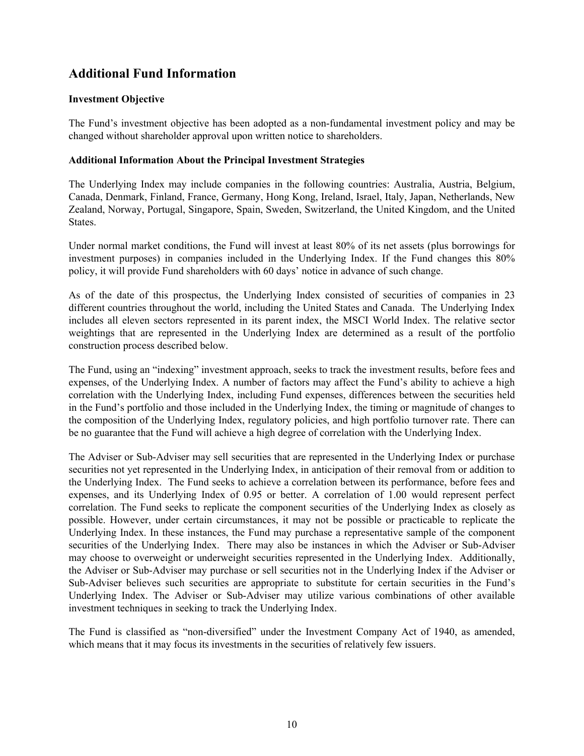## Additional Fund Information

### Investment Objective

The Fund's investment objective has been adopted as a non-fundamental investment policy and may be changed without shareholder approval upon written notice to shareholders.

### Additional Information About the Principal Investment Strategies

The Underlying Index may include companies in the following countries: Australia, Austria, Belgium, Canada, Denmark, Finland, France, Germany, Hong Kong, Ireland, Israel, Italy, Japan, Netherlands, New Zealand, Norway, Portugal, Singapore, Spain, Sweden, Switzerland, the United Kingdom, and the United States.

Under normal market conditions, the Fund will invest at least 80% of its net assets (plus borrowings for investment purposes) in companies included in the Underlying Index. If the Fund changes this 80% policy, it will provide Fund shareholders with 60 days' notice in advance of such change.

As of the date of this prospectus, the Underlying Index consisted of securities of companies in 23 different countries throughout the world, including the United States and Canada. The Underlying Index includes all eleven sectors represented in its parent index, the MSCI World Index. The relative sector weightings that are represented in the Underlying Index are determined as a result of the portfolio construction process described below.

The Fund, using an "indexing" investment approach, seeks to track the investment results, before fees and expenses, of the Underlying Index. A number of factors may affect the Fund's ability to achieve a high correlation with the Underlying Index, including Fund expenses, differences between the securities held in the Fund's portfolio and those included in the Underlying Index, the timing or magnitude of changes to the composition of the Underlying Index, regulatory policies, and high portfolio turnover rate. There can be no guarantee that the Fund will achieve a high degree of correlation with the Underlying Index.

The Adviser or Sub-Adviser may sell securities that are represented in the Underlying Index or purchase securities not yet represented in the Underlying Index, in anticipation of their removal from or addition to the Underlying Index. The Fund seeks to achieve a correlation between its performance, before fees and expenses, and its Underlying Index of 0.95 or better. A correlation of 1.00 would represent perfect correlation. The Fund seeks to replicate the component securities of the Underlying Index as closely as possible. However, under certain circumstances, it may not be possible or practicable to replicate the Underlying Index. In these instances, the Fund may purchase a representative sample of the component securities of the Underlying Index. There may also be instances in which the Adviser or Sub-Adviser may choose to overweight or underweight securities represented in the Underlying Index. Additionally, the Adviser or Sub-Adviser may purchase or sell securities not in the Underlying Index if the Adviser or Sub-Adviser believes such securities are appropriate to substitute for certain securities in the Fund's Underlying Index. The Adviser or Sub-Adviser may utilize various combinations of other available investment techniques in seeking to track the Underlying Index.

The Fund is classified as "non-diversified" under the Investment Company Act of 1940, as amended, which means that it may focus its investments in the securities of relatively few issuers.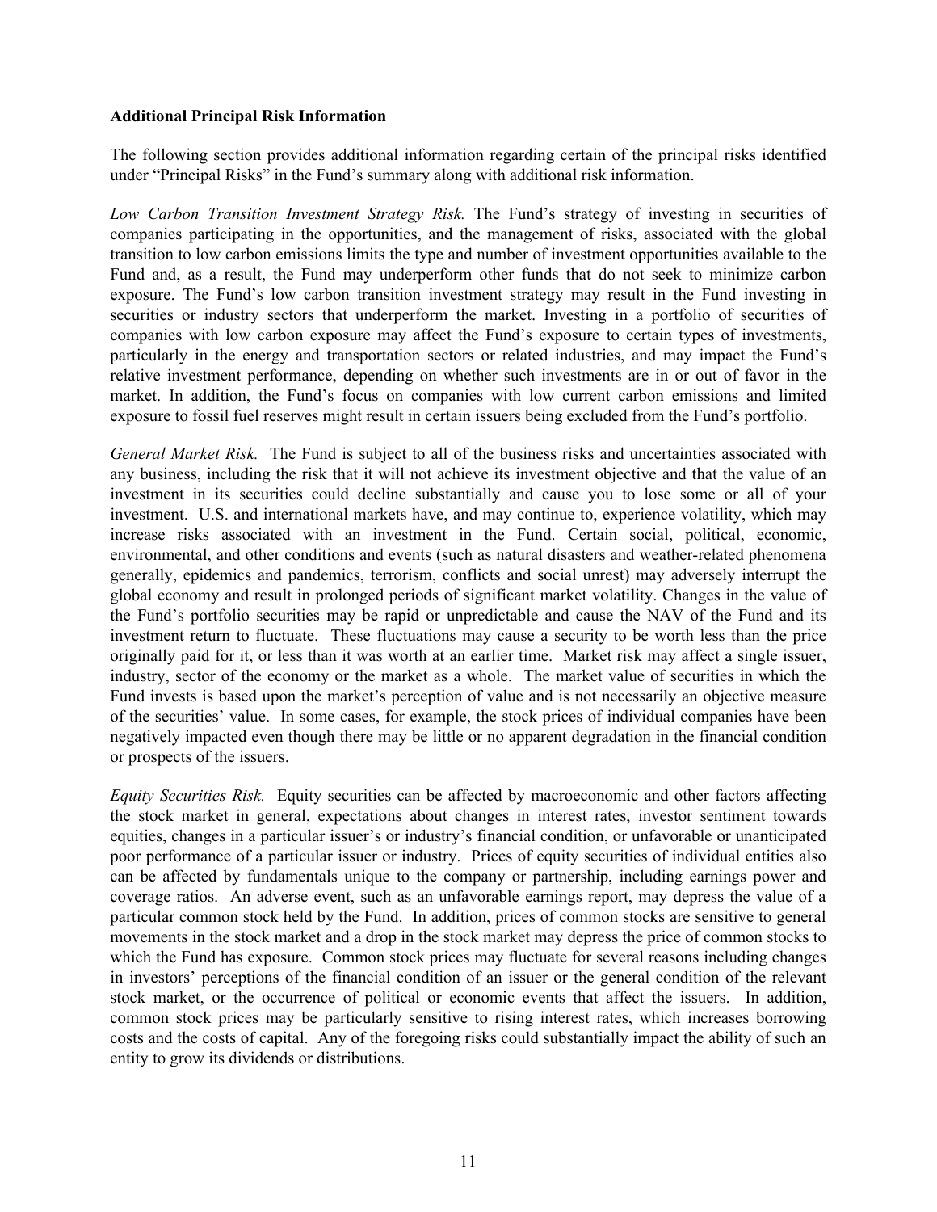**Additional Principal Risk Information**

The following section provides additional information regarding certain of the principal risks identified under "Principal Risks" in the Fund's summary along with additional risk information.

*Low Carbon Transition Investment Strategy Risk.* The Fund's strategy of investing in securities of companies participating in the opportunities, and the management of risks, associated with the global transition to low carbon emissions limits the type and number of investment opportunities available to the Fund and, as a result, the Fund may underperform other funds that do not seek to minimize carbon exposure. The Fund's low carbon transition investment strategy may result in the Fund investing in securities or industry sectors that underperform the market. Investing in a portfolio of securities of companies with low carbon exposure may affect the Fund's exposure to certain types of investments, particularly in the energy and transportation sectors or related industries, and may impact the Fund's relative investment performance, depending on whether such investments are in or out of favor in the market. In addition, the Fund's focus on companies with low current carbon emissions and limited exposure to fossil fuel reserves might result in certain issuers being excluded from the Fund's portfolio.

*General Market Risk.* The Fund is subject to all of the business risks and uncertainties associated with any business, including the risk that it will not achieve its investment objective and that the value of an investment in its securities could decline substantially and cause you to lose some or all of your investment. U.S. and international markets have, and may continue to, experience volatility, which may increase risks associated with an investment in the Fund. Certain social, political, economic, environmental, and other conditions and events (such as natural disasters and weather-related phenomena generally, epidemics and pandemics, terrorism, conflicts and social unrest) may adversely interrupt the global economy and result in prolonged periods of significant market volatility. Changes in the value of the Fund's portfolio securities may be rapid or unpredictable and cause the NAV of the Fund and its investment return to fluctuate. These fluctuations may cause a security to be worth less than the price originally paid for it, or less than it was worth at an earlier time. Market risk may affect a single issuer, industry, sector of the economy or the market as a whole. The market value of securities in which the Fund invests is based upon the market's perception of value and is not necessarily an objective measure of the securities' value. In some cases, for example, the stock prices of individual companies have been negatively impacted even though there may be little or no apparent degradation in the financial condition or prospects of the issuers.

*Equity Securities Risk.* Equity securities can be affected by macroeconomic and other factors affecting the stock market in general, expectations about changes in interest rates, investor sentiment towards equities, changes in a particular issuer's or industry's financial condition, or unfavorable or unanticipated poor performance of a particular issuer or industry. Prices of equity securities of individual entities also can be affected by fundamentals unique to the company or partnership, including earnings power and coverage ratios. An adverse event, such as an unfavorable earnings report, may depress the value of a particular common stock held by the Fund. In addition, prices of common stocks are sensitive to general movements in the stock market and a drop in the stock market may depress the price of common stocks to which the Fund has exposure. Common stock prices may fluctuate for several reasons including changes in investors' perceptions of the financial condition of an issuer or the general condition of the relevant stock market, or the occurrence of political or economic events that affect the issuers. In addition, common stock prices may be particularly sensitive to rising interest rates, which increases borrowing costs and the costs of capital. Any of the foregoing risks could substantially impact the ability of such an entity to grow its dividends or distributions.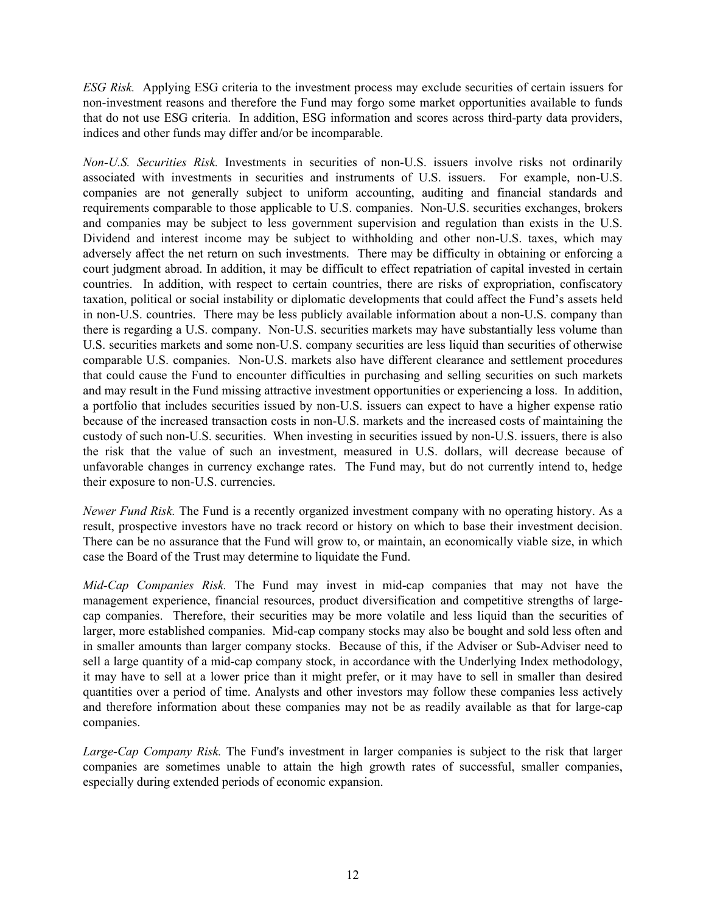*ESG Risk.* Applying ESG criteria to the investment process may exclude securities of certain issuers for non-investment reasons and therefore the Fund may forgo some market opportunities available to funds that do not use ESG criteria. In addition, ESG information and scores across third-party data providers, indices and other funds may differ and/or be incomparable.

*Non-U.S. Securities Risk.* Investments in securities of non-U.S. issuers involve risks not ordinarily associated with investments in securities and instruments of U.S. issuers. For example, non-U.S. companies are not generally subject to uniform accounting, auditing and financial standards and requirements comparable to those applicable to U.S. companies. Non-U.S. securities exchanges, brokers and companies may be subject to less government supervision and regulation than exists in the U.S. Dividend and interest income may be subject to withholding and other non-U.S. taxes, which may adversely affect the net return on such investments. There may be difficulty in obtaining or enforcing a court judgment abroad. In addition, it may be difficult to effect repatriation of capital invested in certain countries. In addition, with respect to certain countries, there are risks of expropriation, confiscatory taxation, political or social instability or diplomatic developments that could affect the Fund's assets held in non-U.S. countries. There may be less publicly available information about a non-U.S. company than there is regarding a U.S. company. Non-U.S. securities markets may have substantially less volume than U.S. securities markets and some non-U.S. company securities are less liquid than securities of otherwise comparable U.S. companies. Non-U.S. markets also have different clearance and settlement procedures that could cause the Fund to encounter difficulties in purchasing and selling securities on such markets and may result in the Fund missing attractive investment opportunities or experiencing a loss. In addition, a portfolio that includes securities issued by non-U.S. issuers can expect to have a higher expense ratio because of the increased transaction costs in non-U.S. markets and the increased costs of maintaining the custody of such non-U.S. securities. When investing in securities issued by non-U.S. issuers, there is also the risk that the value of such an investment, measured in U.S. dollars, will decrease because of unfavorable changes in currency exchange rates. The Fund may, but do not currently intend to, hedge their exposure to non-U.S. currencies.

*Newer Fund Risk.* The Fund is a recently organized investment company with no operating history. As a result, prospective investors have no track record or history on which to base their investment decision. There can be no assurance that the Fund will grow to, or maintain, an economically viable size, in which case the Board of the Trust may determine to liquidate the Fund.

*Mid-Cap Companies Risk.* The Fund may invest in mid-cap companies that may not have the management experience, financial resources, product diversification and competitive strengths of large-cap companies. Therefore, their securities may be more volatile and less liquid than the securities of larger, more established companies. Mid-cap company stocks may also be bought and sold less often and in smaller amounts than larger company stocks. Because of this, if the Adviser or Sub-Adviser need to sell a large quantity of a mid-cap company stock, in accordance with the Underlying Index methodology, it may have to sell at a lower price than it might prefer, or it may have to sell in smaller than desired quantities over a period of time. Analysts and other investors may follow these companies less actively and therefore information about these companies may not be as readily available as that for large-cap companies.

*Large-Cap Company Risk.* The Fund's investment in larger companies is subject to the risk that larger companies are sometimes unable to attain the high growth rates of successful, smaller companies, especially during extended periods of economic expansion.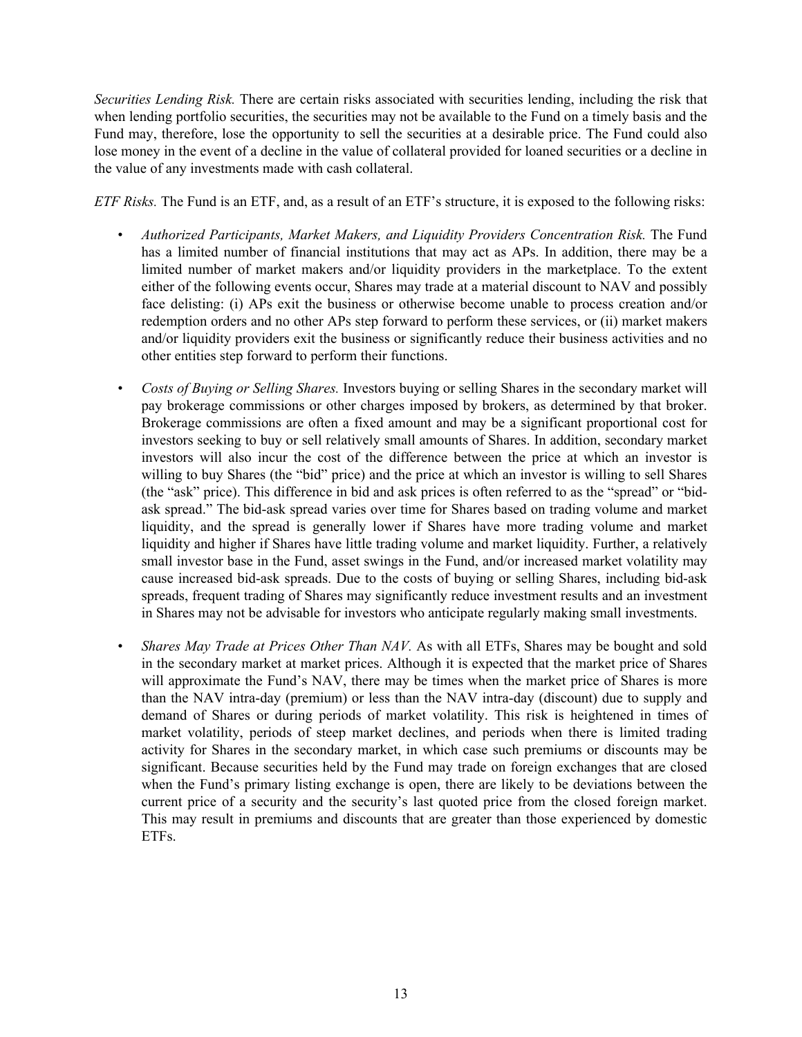*Securities Lending Risk.* There are certain risks associated with securities lending, including the risk that when lending portfolio securities, the securities may not be available to the Fund on a timely basis and the Fund may, therefore, lose the opportunity to sell the securities at a desirable price. The Fund could also lose money in the event of a decline in the value of collateral provided for loaned securities or a decline in the value of any investments made with cash collateral.

*ETF Risks.* The Fund is an ETF, and, as a result of an ETF's structure, it is exposed to the following risks:

- *Authorized Participants, Market Makers, and Liquidity Providers Concentration Risk.* The Fund has a limited number of financial institutions that may act as APs. In addition, there may be a limited number of market makers and/or liquidity providers in the marketplace. To the extent either of the following events occur, Shares may trade at a material discount to NAV and possibly face delisting: (i) APs exit the business or otherwise become unable to process creation and/or redemption orders and no other APs step forward to perform these services, or (ii) market makers and/or liquidity providers exit the business or significantly reduce their business activities and no other entities step forward to perform their functions.

- *Costs of Buying or Selling Shares.* Investors buying or selling Shares in the secondary market will pay brokerage commissions or other charges imposed by brokers, as determined by that broker. Brokerage commissions are often a fixed amount and may be a significant proportional cost for investors seeking to buy or sell relatively small amounts of Shares. In addition, secondary market investors will also incur the cost of the difference between the price at which an investor is willing to buy Shares (the "bid" price) and the price at which an investor is willing to sell Shares (the "ask" price). This difference in bid and ask prices is often referred to as the "spread" or "bid-ask spread." The bid-ask spread varies over time for Shares based on trading volume and market liquidity, and the spread is generally lower if Shares have more trading volume and market liquidity and higher if Shares have little trading volume and market liquidity. Further, a relatively small investor base in the Fund, asset swings in the Fund, and/or increased market volatility may cause increased bid-ask spreads. Due to the costs of buying or selling Shares, including bid-ask spreads, frequent trading of Shares may significantly reduce investment results and an investment in Shares may not be advisable for investors who anticipate regularly making small investments.

- *Shares May Trade at Prices Other Than NAV.* As with all ETFs, Shares may be bought and sold in the secondary market at market prices. Although it is expected that the market price of Shares will approximate the Fund's NAV, there may be times when the market price of Shares is more than the NAV intra-day (premium) or less than the NAV intra-day (discount) due to supply and demand of Shares or during periods of market volatility. This risk is heightened in times of market volatility, periods of steep market declines, and periods when there is limited trading activity for Shares in the secondary market, in which case such premiums or discounts may be significant. Because securities held by the Fund may trade on foreign exchanges that are closed when the Fund's primary listing exchange is open, there are likely to be deviations between the current price of a security and the security's last quoted price from the closed foreign market. This may result in premiums and discounts that are greater than those experienced by domestic ETFs.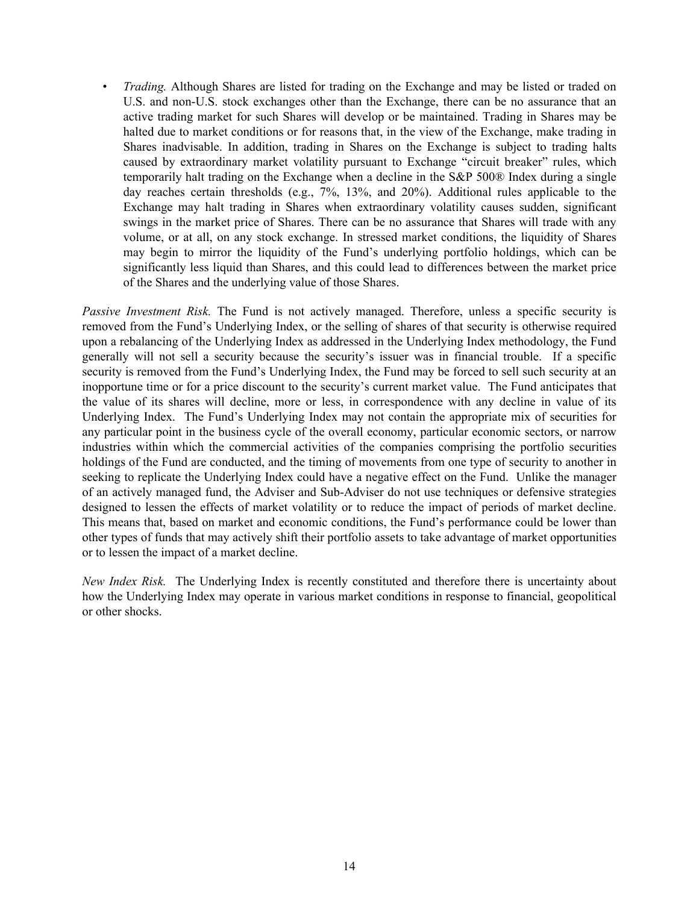- *Trading.* Although Shares are listed for trading on the Exchange and may be listed or traded on U.S. and non-U.S. stock exchanges other than the Exchange, there can be no assurance that an active trading market for such Shares will develop or be maintained. Trading in Shares may be halted due to market conditions or for reasons that, in the view of the Exchange, make trading in Shares inadvisable. In addition, trading in Shares on the Exchange is subject to trading halts caused by extraordinary market volatility pursuant to Exchange "circuit breaker" rules, which temporarily halt trading on the Exchange when a decline in the S&P 500® Index during a single day reaches certain thresholds (e.g., 7%, 13%, and 20%). Additional rules applicable to the Exchange may halt trading in Shares when extraordinary volatility causes sudden, significant swings in the market price of Shares. There can be no assurance that Shares will trade with any volume, or at all, on any stock exchange. In stressed market conditions, the liquidity of Shares may begin to mirror the liquidity of the Fund's underlying portfolio holdings, which can be significantly less liquid than Shares, and this could lead to differences between the market price of the Shares and the underlying value of those Shares.

*Passive Investment Risk.* The Fund is not actively managed. Therefore, unless a specific security is removed from the Fund's Underlying Index, or the selling of shares of that security is otherwise required upon a rebalancing of the Underlying Index as addressed in the Underlying Index methodology, the Fund generally will not sell a security because the security's issuer was in financial trouble. If a specific security is removed from the Fund's Underlying Index, the Fund may be forced to sell such security at an inopportune time or for a price discount to the security's current market value. The Fund anticipates that the value of its shares will decline, more or less, in correspondence with any decline in value of its Underlying Index. The Fund's Underlying Index may not contain the appropriate mix of securities for any particular point in the business cycle of the overall economy, particular economic sectors, or narrow industries within which the commercial activities of the companies comprising the portfolio securities holdings of the Fund are conducted, and the timing of movements from one type of security to another in seeking to replicate the Underlying Index could have a negative effect on the Fund. Unlike the manager of an actively managed fund, the Adviser and Sub-Adviser do not use techniques or defensive strategies designed to lessen the effects of market volatility or to reduce the impact of periods of market decline. This means that, based on market and economic conditions, the Fund's performance could be lower than other types of funds that may actively shift their portfolio assets to take advantage of market opportunities or to lessen the impact of a market decline.

*New Index Risk.* The Underlying Index is recently constituted and therefore there is uncertainty about how the Underlying Index may operate in various market conditions in response to financial, geopolitical or other shocks.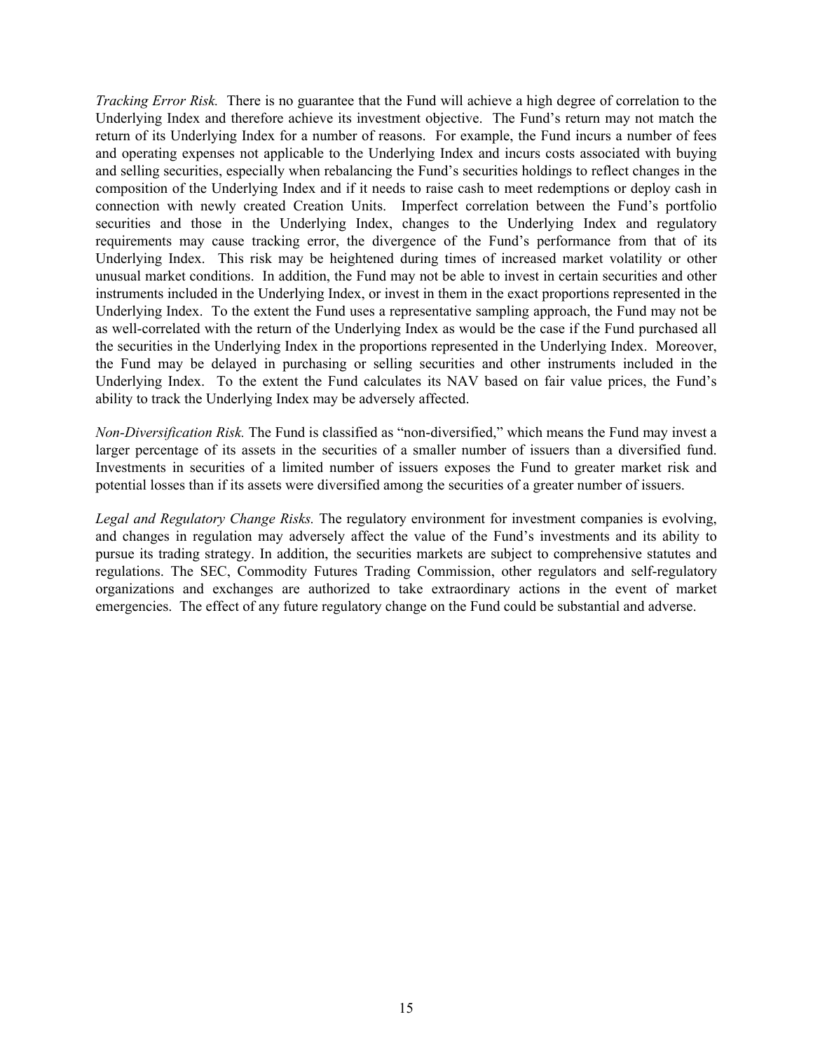*Tracking Error Risk.* There is no guarantee that the Fund will achieve a high degree of correlation to the Underlying Index and therefore achieve its investment objective. The Fund's return may not match the return of its Underlying Index for a number of reasons. For example, the Fund incurs a number of fees and operating expenses not applicable to the Underlying Index and incurs costs associated with buying and selling securities, especially when rebalancing the Fund's securities holdings to reflect changes in the composition of the Underlying Index and if it needs to raise cash to meet redemptions or deploy cash in connection with newly created Creation Units. Imperfect correlation between the Fund's portfolio securities and those in the Underlying Index, changes to the Underlying Index and regulatory requirements may cause tracking error, the divergence of the Fund's performance from that of its Underlying Index. This risk may be heightened during times of increased market volatility or other unusual market conditions. In addition, the Fund may not be able to invest in certain securities and other instruments included in the Underlying Index, or invest in them in the exact proportions represented in the Underlying Index. To the extent the Fund uses a representative sampling approach, the Fund may not be as well-correlated with the return of the Underlying Index as would be the case if the Fund purchased all the securities in the Underlying Index in the proportions represented in the Underlying Index. Moreover, the Fund may be delayed in purchasing or selling securities and other instruments included in the Underlying Index. To the extent the Fund calculates its NAV based on fair value prices, the Fund's ability to track the Underlying Index may be adversely affected.

*Non-Diversification Risk.* The Fund is classified as "non-diversified," which means the Fund may invest a larger percentage of its assets in the securities of a smaller number of issuers than a diversified fund. Investments in securities of a limited number of issuers exposes the Fund to greater market risk and potential losses than if its assets were diversified among the securities of a greater number of issuers.

*Legal and Regulatory Change Risks.* The regulatory environment for investment companies is evolving, and changes in regulation may adversely affect the value of the Fund's investments and its ability to pursue its trading strategy. In addition, the securities markets are subject to comprehensive statutes and regulations. The SEC, Commodity Futures Trading Commission, other regulators and self-regulatory organizations and exchanges are authorized to take extraordinary actions in the event of market emergencies. The effect of any future regulatory change on the Fund could be substantial and adverse.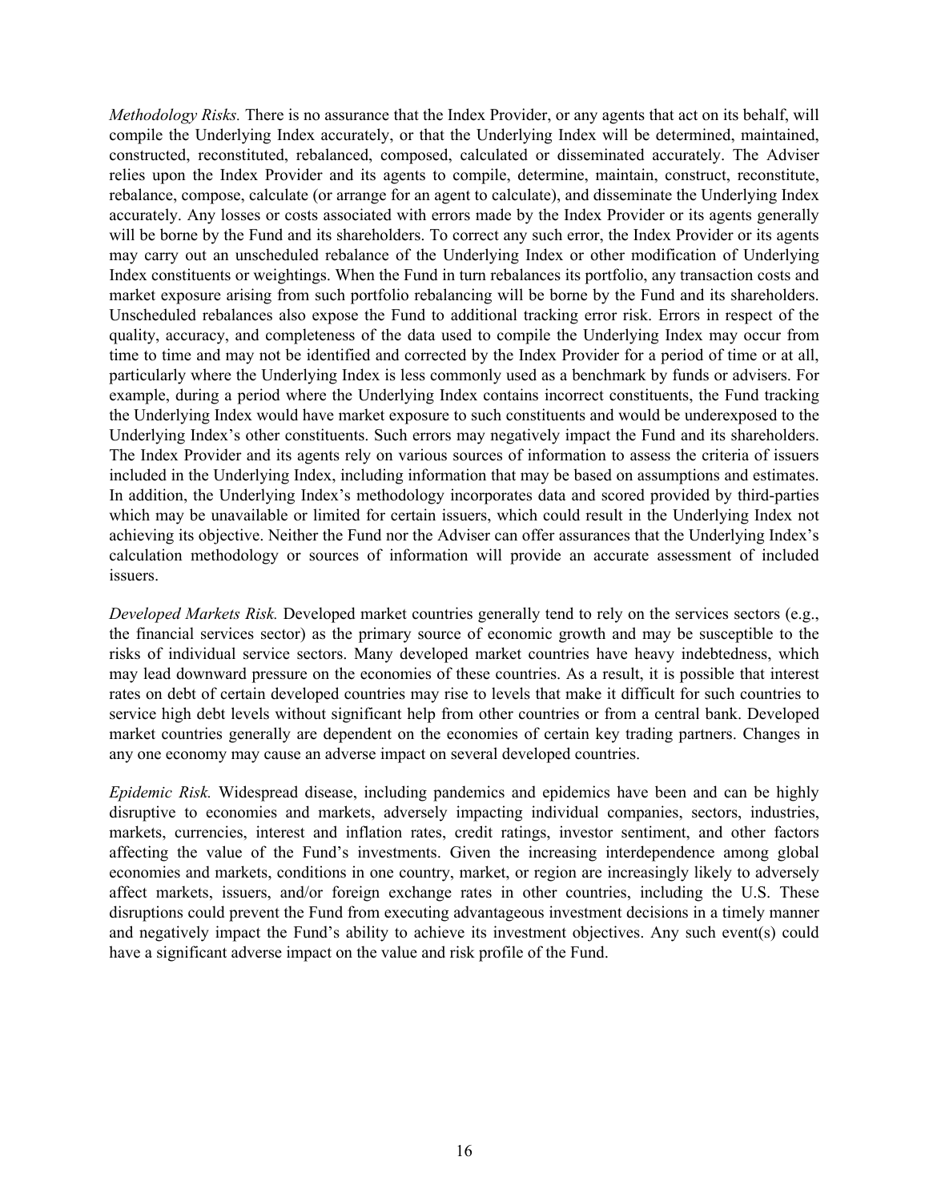*Methodology Risks.* There is no assurance that the Index Provider, or any agents that act on its behalf, will compile the Underlying Index accurately, or that the Underlying Index will be determined, maintained, constructed, reconstituted, rebalanced, composed, calculated or disseminated accurately. The Adviser relies upon the Index Provider and its agents to compile, determine, maintain, construct, reconstitute, rebalance, compose, calculate (or arrange for an agent to calculate), and disseminate the Underlying Index accurately. Any losses or costs associated with errors made by the Index Provider or its agents generally will be borne by the Fund and its shareholders. To correct any such error, the Index Provider or its agents may carry out an unscheduled rebalance of the Underlying Index or other modification of Underlying Index constituents or weightings. When the Fund in turn rebalances its portfolio, any transaction costs and market exposure arising from such portfolio rebalancing will be borne by the Fund and its shareholders. Unscheduled rebalances also expose the Fund to additional tracking error risk. Errors in respect of the quality, accuracy, and completeness of the data used to compile the Underlying Index may occur from time to time and may not be identified and corrected by the Index Provider for a period of time or at all, particularly where the Underlying Index is less commonly used as a benchmark by funds or advisers. For example, during a period where the Underlying Index contains incorrect constituents, the Fund tracking the Underlying Index would have market exposure to such constituents and would be underexposed to the Underlying Index's other constituents. Such errors may negatively impact the Fund and its shareholders. The Index Provider and its agents rely on various sources of information to assess the criteria of issuers included in the Underlying Index, including information that may be based on assumptions and estimates. In addition, the Underlying Index's methodology incorporates data and scored provided by third-parties which may be unavailable or limited for certain issuers, which could result in the Underlying Index not achieving its objective. Neither the Fund nor the Adviser can offer assurances that the Underlying Index's calculation methodology or sources of information will provide an accurate assessment of included issuers.

*Developed Markets Risk.* Developed market countries generally tend to rely on the services sectors (e.g., the financial services sector) as the primary source of economic growth and may be susceptible to the risks of individual service sectors. Many developed market countries have heavy indebtedness, which may lead downward pressure on the economies of these countries. As a result, it is possible that interest rates on debt of certain developed countries may rise to levels that make it difficult for such countries to service high debt levels without significant help from other countries or from a central bank. Developed market countries generally are dependent on the economies of certain key trading partners. Changes in any one economy may cause an adverse impact on several developed countries.

*Epidemic Risk.* Widespread disease, including pandemics and epidemics have been and can be highly disruptive to economies and markets, adversely impacting individual companies, sectors, industries, markets, currencies, interest and inflation rates, credit ratings, investor sentiment, and other factors affecting the value of the Fund's investments. Given the increasing interdependence among global economies and markets, conditions in one country, market, or region are increasingly likely to adversely affect markets, issuers, and/or foreign exchange rates in other countries, including the U.S. These disruptions could prevent the Fund from executing advantageous investment decisions in a timely manner and negatively impact the Fund's ability to achieve its investment objectives. Any such event(s) could have a significant adverse impact on the value and risk profile of the Fund.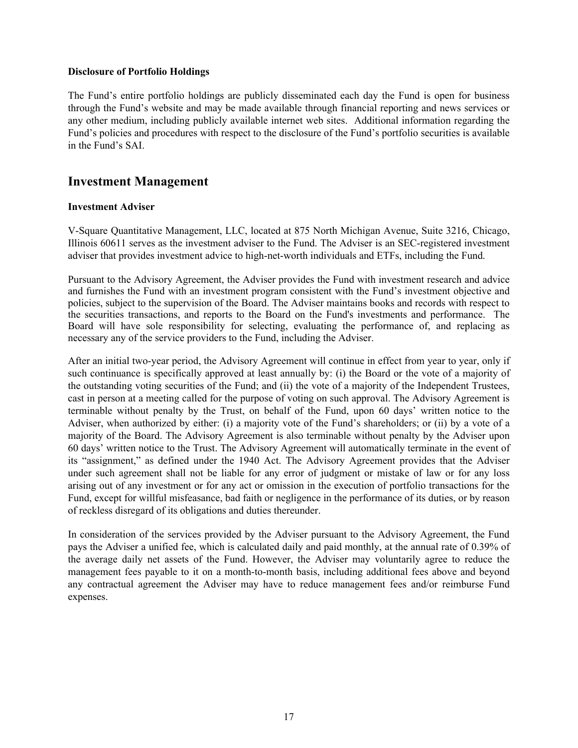**Disclosure of Portfolio Holdings**

The Fund's entire portfolio holdings are publicly disseminated each day the Fund is open for business through the Fund's website and may be made available through financial reporting and news services or any other medium, including publicly available internet web sites. Additional information regarding the Fund's policies and procedures with respect to the disclosure of the Fund's portfolio securities is available in the Fund's SAI.

# Investment Management

**Investment Adviser**

V-Square Quantitative Management, LLC, located at 875 North Michigan Avenue, Suite 3216, Chicago, Illinois 60611 serves as the investment adviser to the Fund. The Adviser is an SEC-registered investment adviser that provides investment advice to high-net-worth individuals and ETFs, including the Fund.

Pursuant to the Advisory Agreement, the Adviser provides the Fund with investment research and advice and furnishes the Fund with an investment program consistent with the Fund's investment objective and policies, subject to the supervision of the Board. The Adviser maintains books and records with respect to the securities transactions, and reports to the Board on the Fund's investments and performance. The Board will have sole responsibility for selecting, evaluating the performance of, and replacing as necessary any of the service providers to the Fund, including the Adviser.

After an initial two-year period, the Advisory Agreement will continue in effect from year to year, only if such continuance is specifically approved at least annually by: (i) the Board or the vote of a majority of the outstanding voting securities of the Fund; and (ii) the vote of a majority of the Independent Trustees, cast in person at a meeting called for the purpose of voting on such approval. The Advisory Agreement is terminable without penalty by the Trust, on behalf of the Fund, upon 60 days' written notice to the Adviser, when authorized by either: (i) a majority vote of the Fund's shareholders; or (ii) by a vote of a majority of the Board. The Advisory Agreement is also terminable without penalty by the Adviser upon 60 days' written notice to the Trust. The Advisory Agreement will automatically terminate in the event of its "assignment," as defined under the 1940 Act. The Advisory Agreement provides that the Adviser under such agreement shall not be liable for any error of judgment or mistake of law or for any loss arising out of any investment or for any act or omission in the execution of portfolio transactions for the Fund, except for willful misfeasance, bad faith or negligence in the performance of its duties, or by reason of reckless disregard of its obligations and duties thereunder.

In consideration of the services provided by the Adviser pursuant to the Advisory Agreement, the Fund pays the Adviser a unified fee, which is calculated daily and paid monthly, at the annual rate of 0.39% of the average daily net assets of the Fund. However, the Adviser may voluntarily agree to reduce the management fees payable to it on a month-to-month basis, including additional fees above and beyond any contractual agreement the Adviser may have to reduce management fees and/or reimburse Fund expenses.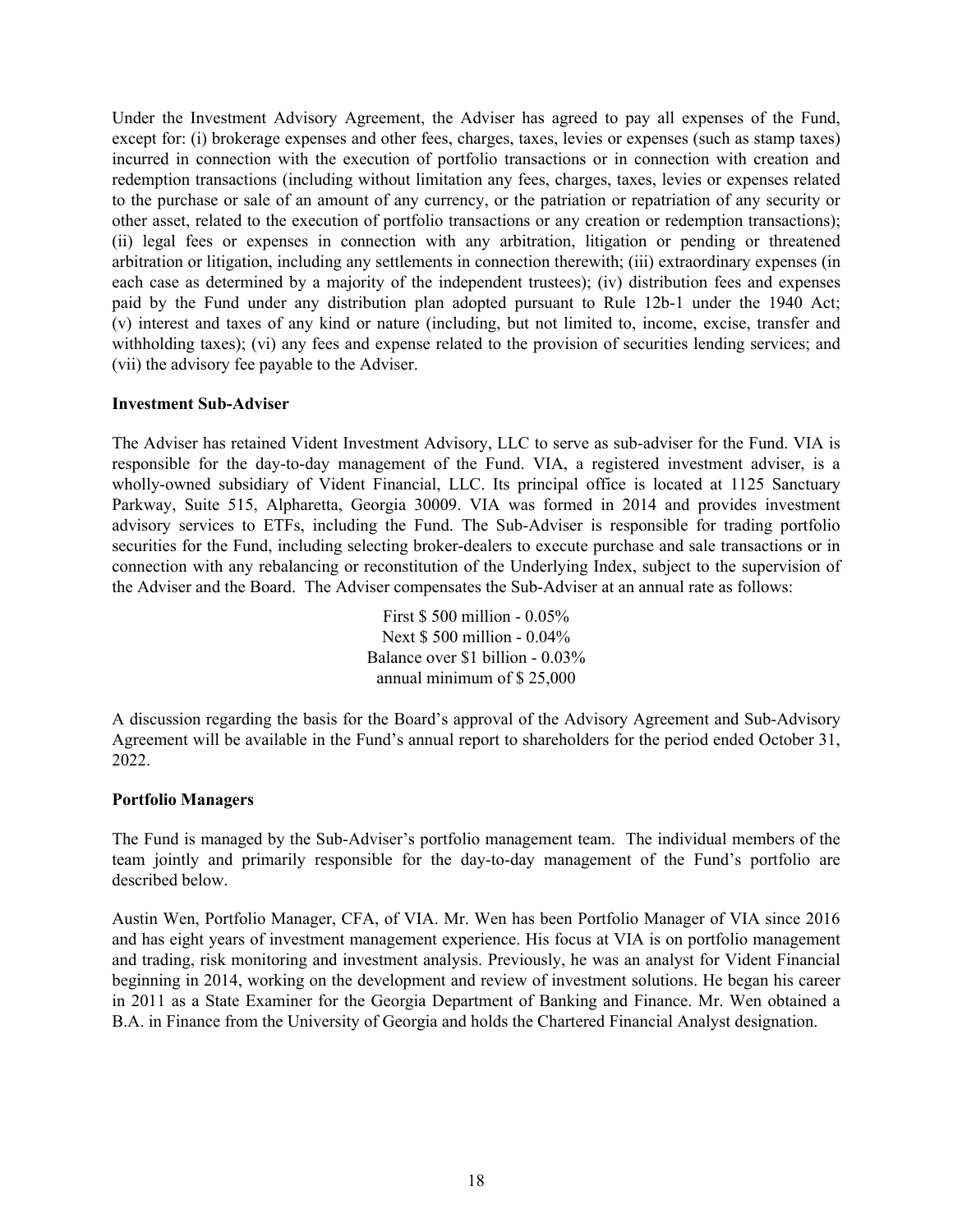Under the Investment Advisory Agreement, the Adviser has agreed to pay all expenses of the Fund, except for: (i) brokerage expenses and other fees, charges, taxes, levies or expenses (such as stamp taxes) incurred in connection with the execution of portfolio transactions or in connection with creation and redemption transactions (including without limitation any fees, charges, taxes, levies or expenses related to the purchase or sale of an amount of any currency, or the patriation or repatriation of any security or other asset, related to the execution of portfolio transactions or any creation or redemption transactions); (ii) legal fees or expenses in connection with any arbitration, litigation or pending or threatened arbitration or litigation, including any settlements in connection therewith; (iii) extraordinary expenses (in each case as determined by a majority of the independent trustees); (iv) distribution fees and expenses paid by the Fund under any distribution plan adopted pursuant to Rule 12b-1 under the 1940 Act; (v) interest and taxes of any kind or nature (including, but not limited to, income, excise, transfer and withholding taxes); (vi) any fees and expense related to the provision of securities lending services; and (vii) the advisory fee payable to the Adviser.

**Investment Sub-Adviser**

The Adviser has retained Vident Investment Advisory, LLC to serve as sub-adviser for the Fund. VIA is responsible for the day-to-day management of the Fund. VIA, a registered investment adviser, is a wholly-owned subsidiary of Vident Financial, LLC. Its principal office is located at 1125 Sanctuary Parkway, Suite 515, Alpharetta, Georgia 30009. VIA was formed in 2014 and provides investment advisory services to ETFs, including the Fund. The Sub-Adviser is responsible for trading portfolio securities for the Fund, including selecting broker-dealers to execute purchase and sale transactions or in connection with any rebalancing or reconstitution of the Underlying Index, subject to the supervision of the Adviser and the Board. The Adviser compensates the Sub-Adviser at an annual rate as follows:

First $ 500 million - 0.05%
Next $ 500 million - 0.04%
Balance over $1 billion - 0.03%
annual minimum of $ 25,000

A discussion regarding the basis for the Board's approval of the Advisory Agreement and Sub-Advisory Agreement will be available in the Fund's annual report to shareholders for the period ended October 31, 2022.

**Portfolio Managers**

The Fund is managed by the Sub-Adviser's portfolio management team. The individual members of the team jointly and primarily responsible for the day-to-day management of the Fund's portfolio are described below.

Austin Wen, Portfolio Manager, CFA, of VIA. Mr. Wen has been Portfolio Manager of VIA since 2016 and has eight years of investment management experience. His focus at VIA is on portfolio management and trading, risk monitoring and investment analysis. Previously, he was an analyst for Vident Financial beginning in 2014, working on the development and review of investment solutions. He began his career in 2011 as a State Examiner for the Georgia Department of Banking and Finance. Mr. Wen obtained a B.A. in Finance from the University of Georgia and holds the Chartered Financial Analyst designation.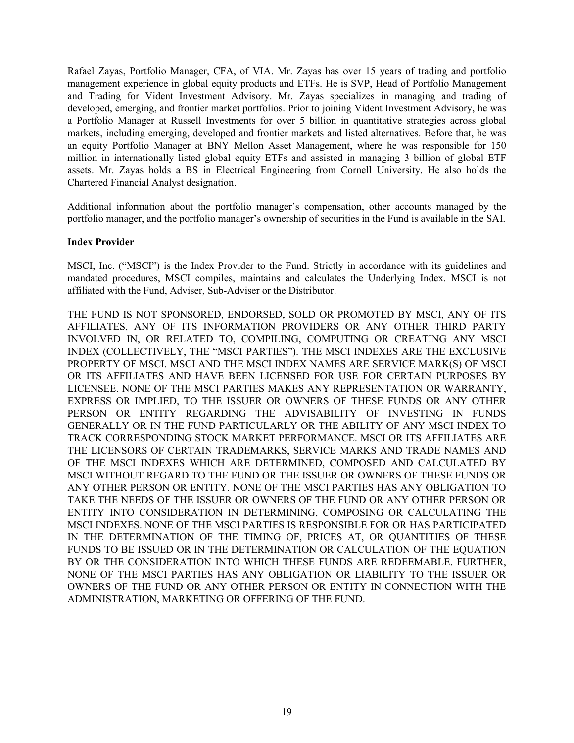Rafael Zayas, Portfolio Manager, CFA, of VIA. Mr. Zayas has over 15 years of trading and portfolio management experience in global equity products and ETFs. He is SVP, Head of Portfolio Management and Trading for Vident Investment Advisory. Mr. Zayas specializes in managing and trading of developed, emerging, and frontier market portfolios. Prior to joining Vident Investment Advisory, he was a Portfolio Manager at Russell Investments for over 5 billion in quantitative strategies across global markets, including emerging, developed and frontier markets and listed alternatives. Before that, he was an equity Portfolio Manager at BNY Mellon Asset Management, where he was responsible for 150 million in internationally listed global equity ETFs and assisted in managing 3 billion of global ETF assets. Mr. Zayas holds a BS in Electrical Engineering from Cornell University. He also holds the Chartered Financial Analyst designation.

Additional information about the portfolio manager's compensation, other accounts managed by the portfolio manager, and the portfolio manager's ownership of securities in the Fund is available in the SAI.

**Index Provider**

MSCI, Inc. ("MSCI") is the Index Provider to the Fund. Strictly in accordance with its guidelines and mandated procedures, MSCI compiles, maintains and calculates the Underlying Index. MSCI is not affiliated with the Fund, Adviser, Sub-Adviser or the Distributor.

THE FUND IS NOT SPONSORED, ENDORSED, SOLD OR PROMOTED BY MSCI, ANY OF ITS AFFILIATES, ANY OF ITS INFORMATION PROVIDERS OR ANY OTHER THIRD PARTY INVOLVED IN, OR RELATED TO, COMPILING, COMPUTING OR CREATING ANY MSCI INDEX (COLLECTIVELY, THE "MSCI PARTIES"). THE MSCI INDEXES ARE THE EXCLUSIVE PROPERTY OF MSCI. MSCI AND THE MSCI INDEX NAMES ARE SERVICE MARK(S) OF MSCI OR ITS AFFILIATES AND HAVE BEEN LICENSED FOR USE FOR CERTAIN PURPOSES BY LICENSEE. NONE OF THE MSCI PARTIES MAKES ANY REPRESENTATION OR WARRANTY, EXPRESS OR IMPLIED, TO THE ISSUER OR OWNERS OF THESE FUNDS OR ANY OTHER PERSON OR ENTITY REGARDING THE ADVISABILITY OF INVESTING IN FUNDS GENERALLY OR IN THE FUND PARTICULARLY OR THE ABILITY OF ANY MSCI INDEX TO TRACK CORRESPONDING STOCK MARKET PERFORMANCE. MSCI OR ITS AFFILIATES ARE THE LICENSORS OF CERTAIN TRADEMARKS, SERVICE MARKS AND TRADE NAMES AND OF THE MSCI INDEXES WHICH ARE DETERMINED, COMPOSED AND CALCULATED BY MSCI WITHOUT REGARD TO THE FUND OR THE ISSUER OR OWNERS OF THESE FUNDS OR ANY OTHER PERSON OR ENTITY. NONE OF THE MSCI PARTIES HAS ANY OBLIGATION TO TAKE THE NEEDS OF THE ISSUER OR OWNERS OF THE FUND OR ANY OTHER PERSON OR ENTITY INTO CONSIDERATION IN DETERMINING, COMPOSING OR CALCULATING THE MSCI INDEXES. NONE OF THE MSCI PARTIES IS RESPONSIBLE FOR OR HAS PARTICIPATED IN THE DETERMINATION OF THE TIMING OF, PRICES AT, OR QUANTITIES OF THESE FUNDS TO BE ISSUED OR IN THE DETERMINATION OR CALCULATION OF THE EQUATION BY OR THE CONSIDERATION INTO WHICH THESE FUNDS ARE REDEEMABLE. FURTHER, NONE OF THE MSCI PARTIES HAS ANY OBLIGATION OR LIABILITY TO THE ISSUER OR OWNERS OF THE FUND OR ANY OTHER PERSON OR ENTITY IN CONNECTION WITH THE ADMINISTRATION, MARKETING OR OFFERING OF THE FUND.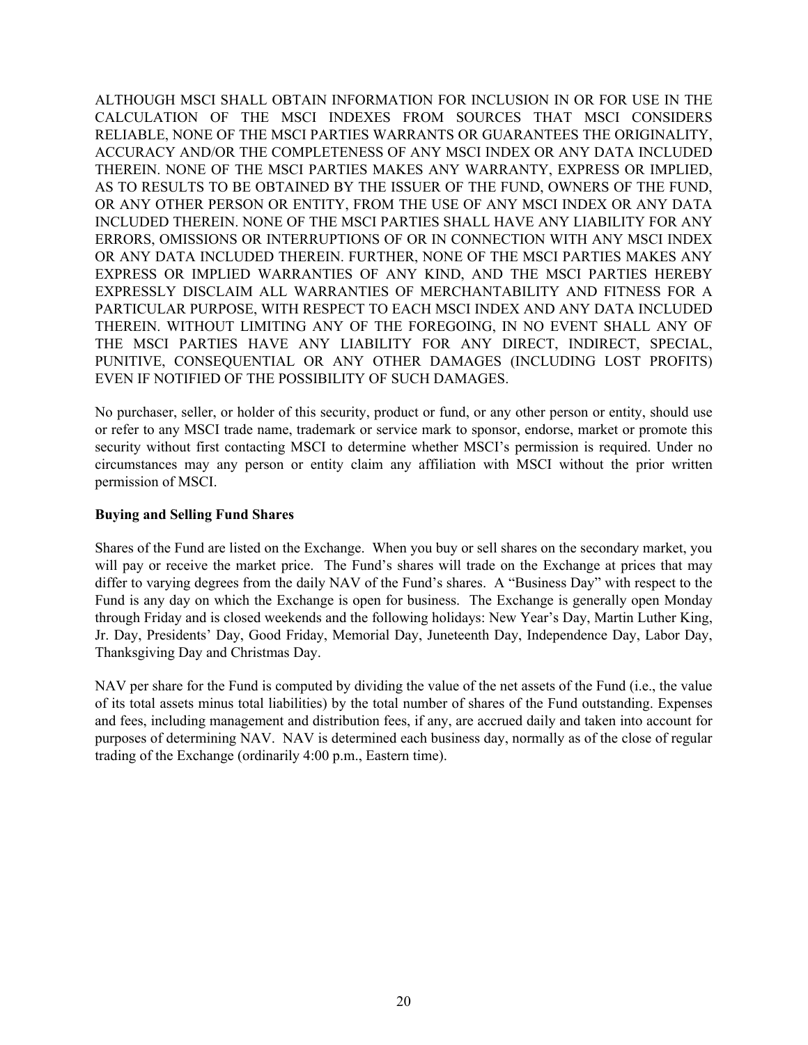ALTHOUGH MSCI SHALL OBTAIN INFORMATION FOR INCLUSION IN OR FOR USE IN THE CALCULATION OF THE MSCI INDEXES FROM SOURCES THAT MSCI CONSIDERS RELIABLE, NONE OF THE MSCI PARTIES WARRANTS OR GUARANTEES THE ORIGINALITY, ACCURACY AND/OR THE COMPLETENESS OF ANY MSCI INDEX OR ANY DATA INCLUDED THEREIN. NONE OF THE MSCI PARTIES MAKES ANY WARRANTY, EXPRESS OR IMPLIED, AS TO RESULTS TO BE OBTAINED BY THE ISSUER OF THE FUND, OWNERS OF THE FUND, OR ANY OTHER PERSON OR ENTITY, FROM THE USE OF ANY MSCI INDEX OR ANY DATA INCLUDED THEREIN. NONE OF THE MSCI PARTIES SHALL HAVE ANY LIABILITY FOR ANY ERRORS, OMISSIONS OR INTERRUPTIONS OF OR IN CONNECTION WITH ANY MSCI INDEX OR ANY DATA INCLUDED THEREIN. FURTHER, NONE OF THE MSCI PARTIES MAKES ANY EXPRESS OR IMPLIED WARRANTIES OF ANY KIND, AND THE MSCI PARTIES HEREBY EXPRESSLY DISCLAIM ALL WARRANTIES OF MERCHANTABILITY AND FITNESS FOR A PARTICULAR PURPOSE, WITH RESPECT TO EACH MSCI INDEX AND ANY DATA INCLUDED THEREIN. WITHOUT LIMITING ANY OF THE FOREGOING, IN NO EVENT SHALL ANY OF THE MSCI PARTIES HAVE ANY LIABILITY FOR ANY DIRECT, INDIRECT, SPECIAL, PUNITIVE, CONSEQUENTIAL OR ANY OTHER DAMAGES (INCLUDING LOST PROFITS) EVEN IF NOTIFIED OF THE POSSIBILITY OF SUCH DAMAGES.

No purchaser, seller, or holder of this security, product or fund, or any other person or entity, should use or refer to any MSCI trade name, trademark or service mark to sponsor, endorse, market or promote this security without first contacting MSCI to determine whether MSCI's permission is required. Under no circumstances may any person or entity claim any affiliation with MSCI without the prior written permission of MSCI.

**Buying and Selling Fund Shares**

Shares of the Fund are listed on the Exchange. When you buy or sell shares on the secondary market, you will pay or receive the market price. The Fund's shares will trade on the Exchange at prices that may differ to varying degrees from the daily NAV of the Fund's shares. A "Business Day" with respect to the Fund is any day on which the Exchange is open for business. The Exchange is generally open Monday through Friday and is closed weekends and the following holidays: New Year's Day, Martin Luther King, Jr. Day, Presidents' Day, Good Friday, Memorial Day, Juneteenth Day, Independence Day, Labor Day, Thanksgiving Day and Christmas Day.

NAV per share for the Fund is computed by dividing the value of the net assets of the Fund (i.e., the value of its total assets minus total liabilities) by the total number of shares of the Fund outstanding. Expenses and fees, including management and distribution fees, if any, are accrued daily and taken into account for purposes of determining NAV. NAV is determined each business day, normally as of the close of regular trading of the Exchange (ordinarily 4:00 p.m., Eastern time).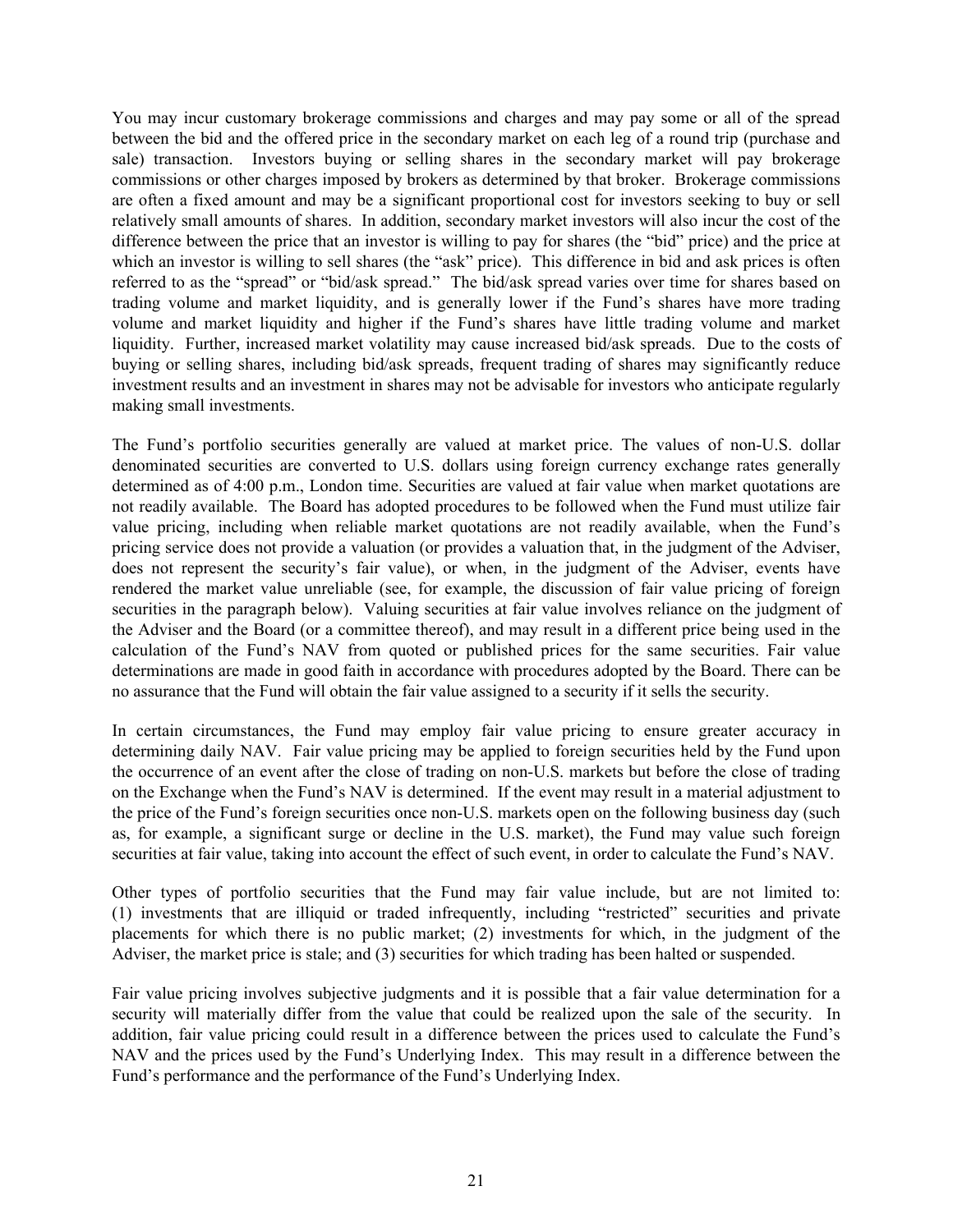You may incur customary brokerage commissions and charges and may pay some or all of the spread between the bid and the offered price in the secondary market on each leg of a round trip (purchase and sale) transaction. Investors buying or selling shares in the secondary market will pay brokerage commissions or other charges imposed by brokers as determined by that broker. Brokerage commissions are often a fixed amount and may be a significant proportional cost for investors seeking to buy or sell relatively small amounts of shares. In addition, secondary market investors will also incur the cost of the difference between the price that an investor is willing to pay for shares (the "bid" price) and the price at which an investor is willing to sell shares (the "ask" price). This difference in bid and ask prices is often referred to as the "spread" or "bid/ask spread." The bid/ask spread varies over time for shares based on trading volume and market liquidity, and is generally lower if the Fund's shares have more trading volume and market liquidity and higher if the Fund's shares have little trading volume and market liquidity. Further, increased market volatility may cause increased bid/ask spreads. Due to the costs of buying or selling shares, including bid/ask spreads, frequent trading of shares may significantly reduce investment results and an investment in shares may not be advisable for investors who anticipate regularly making small investments.

The Fund's portfolio securities generally are valued at market price. The values of non-U.S. dollar denominated securities are converted to U.S. dollars using foreign currency exchange rates generally determined as of 4:00 p.m., London time. Securities are valued at fair value when market quotations are not readily available. The Board has adopted procedures to be followed when the Fund must utilize fair value pricing, including when reliable market quotations are not readily available, when the Fund's pricing service does not provide a valuation (or provides a valuation that, in the judgment of the Adviser, does not represent the security's fair value), or when, in the judgment of the Adviser, events have rendered the market value unreliable (see, for example, the discussion of fair value pricing of foreign securities in the paragraph below). Valuing securities at fair value involves reliance on the judgment of the Adviser and the Board (or a committee thereof), and may result in a different price being used in the calculation of the Fund's NAV from quoted or published prices for the same securities. Fair value determinations are made in good faith in accordance with procedures adopted by the Board. There can be no assurance that the Fund will obtain the fair value assigned to a security if it sells the security.

In certain circumstances, the Fund may employ fair value pricing to ensure greater accuracy in determining daily NAV. Fair value pricing may be applied to foreign securities held by the Fund upon the occurrence of an event after the close of trading on non-U.S. markets but before the close of trading on the Exchange when the Fund's NAV is determined. If the event may result in a material adjustment to the price of the Fund's foreign securities once non-U.S. markets open on the following business day (such as, for example, a significant surge or decline in the U.S. market), the Fund may value such foreign securities at fair value, taking into account the effect of such event, in order to calculate the Fund's NAV.

Other types of portfolio securities that the Fund may fair value include, but are not limited to: (1) investments that are illiquid or traded infrequently, including "restricted" securities and private placements for which there is no public market; (2) investments for which, in the judgment of the Adviser, the market price is stale; and (3) securities for which trading has been halted or suspended.

Fair value pricing involves subjective judgments and it is possible that a fair value determination for a security will materially differ from the value that could be realized upon the sale of the security. In addition, fair value pricing could result in a difference between the prices used to calculate the Fund's NAV and the prices used by the Fund's Underlying Index. This may result in a difference between the Fund's performance and the performance of the Fund's Underlying Index.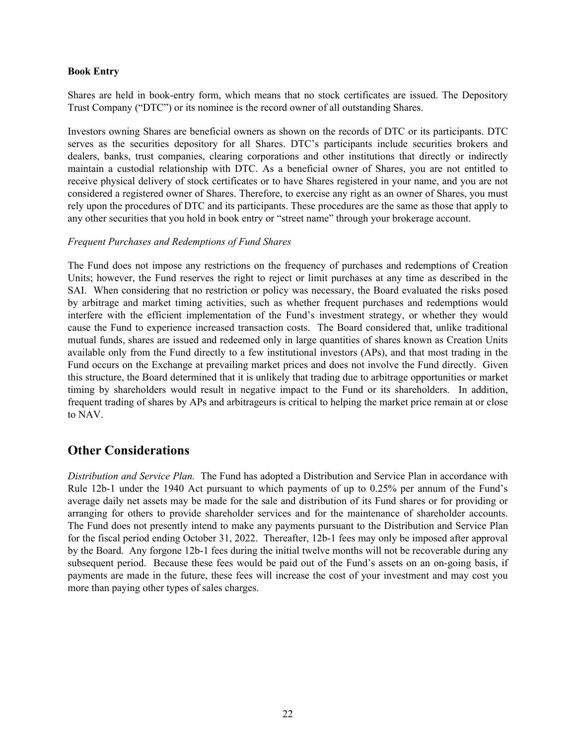**Book Entry**

Shares are held in book-entry form, which means that no stock certificates are issued. The Depository Trust Company ("DTC") or its nominee is the record owner of all outstanding Shares.

Investors owning Shares are beneficial owners as shown on the records of DTC or its participants. DTC serves as the securities depository for all Shares. DTC's participants include securities brokers and dealers, banks, trust companies, clearing corporations and other institutions that directly or indirectly maintain a custodial relationship with DTC. As a beneficial owner of Shares, you are not entitled to receive physical delivery of stock certificates or to have Shares registered in your name, and you are not considered a registered owner of Shares. Therefore, to exercise any right as an owner of Shares, you must rely upon the procedures of DTC and its participants. These procedures are the same as those that apply to any other securities that you hold in book entry or "street name" through your brokerage account.

*Frequent Purchases and Redemptions of Fund Shares*

The Fund does not impose any restrictions on the frequency of purchases and redemptions of Creation Units; however, the Fund reserves the right to reject or limit purchases at any time as described in the SAI. When considering that no restriction or policy was necessary, the Board evaluated the risks posed by arbitrage and market timing activities, such as whether frequent purchases and redemptions would interfere with the efficient implementation of the Fund's investment strategy, or whether they would cause the Fund to experience increased transaction costs. The Board considered that, unlike traditional mutual funds, shares are issued and redeemed only in large quantities of shares known as Creation Units available only from the Fund directly to a few institutional investors (APs), and that most trading in the Fund occurs on the Exchange at prevailing market prices and does not involve the Fund directly. Given this structure, the Board determined that it is unlikely that trading due to arbitrage opportunities or market timing by shareholders would result in negative impact to the Fund or its shareholders. In addition, frequent trading of shares by APs and arbitrageurs is critical to helping the market price remain at or close to NAV.

## Other Considerations

*Distribution and Service Plan.* The Fund has adopted a Distribution and Service Plan in accordance with Rule 12b-1 under the 1940 Act pursuant to which payments of up to 0.25% per annum of the Fund's average daily net assets may be made for the sale and distribution of its Fund shares or for providing or arranging for others to provide shareholder services and for the maintenance of shareholder accounts. The Fund does not presently intend to make any payments pursuant to the Distribution and Service Plan for the fiscal period ending October 31, 2022. Thereafter, 12b-1 fees may only be imposed after approval by the Board. Any forgone 12b-1 fees during the initial twelve months will not be recoverable during any subsequent period. Because these fees would be paid out of the Fund's assets on an on-going basis, if payments are made in the future, these fees will increase the cost of your investment and may cost you more than paying other types of sales charges.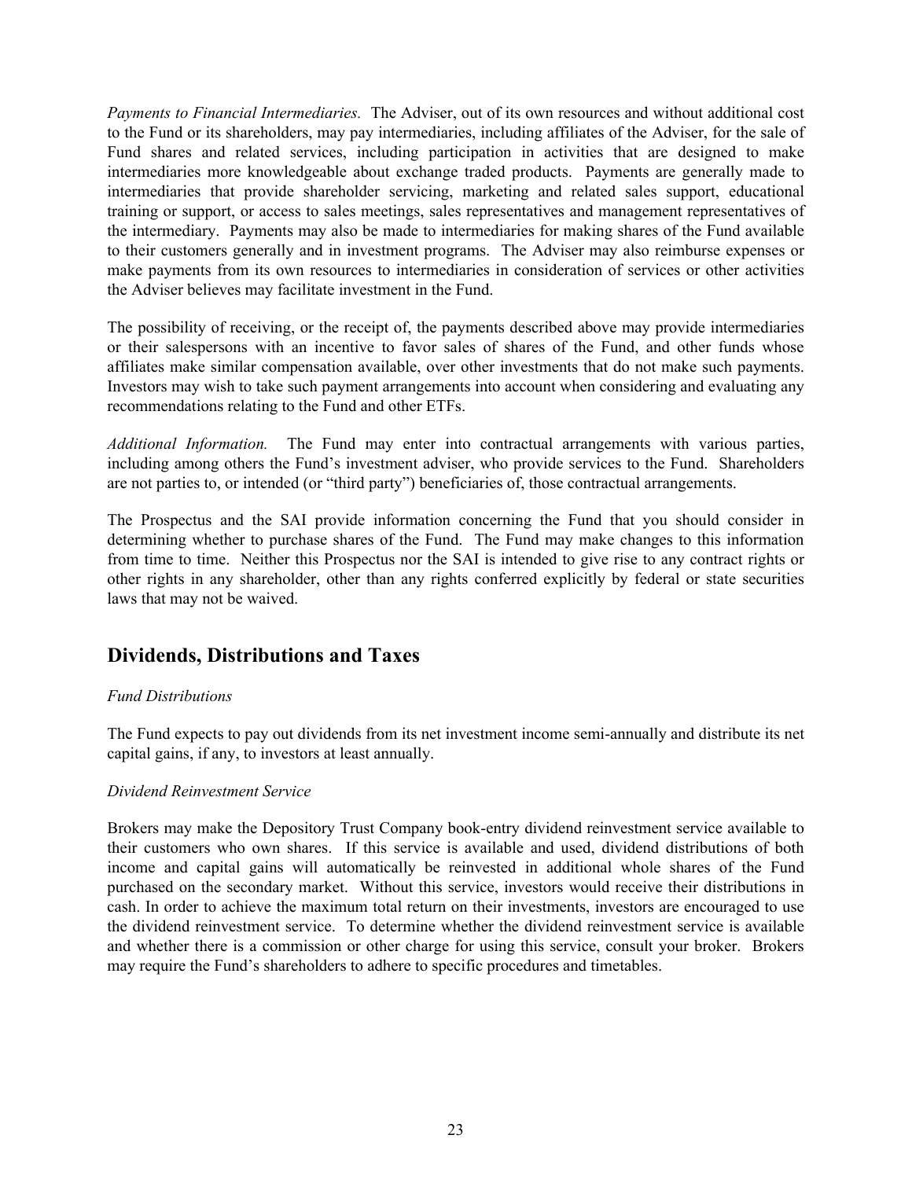*Payments to Financial Intermediaries.* The Adviser, out of its own resources and without additional cost to the Fund or its shareholders, may pay intermediaries, including affiliates of the Adviser, for the sale of Fund shares and related services, including participation in activities that are designed to make intermediaries more knowledgeable about exchange traded products. Payments are generally made to intermediaries that provide shareholder servicing, marketing and related sales support, educational training or support, or access to sales meetings, sales representatives and management representatives of the intermediary. Payments may also be made to intermediaries for making shares of the Fund available to their customers generally and in investment programs. The Adviser may also reimburse expenses or make payments from its own resources to intermediaries in consideration of services or other activities the Adviser believes may facilitate investment in the Fund.

The possibility of receiving, or the receipt of, the payments described above may provide intermediaries or their salespersons with an incentive to favor sales of shares of the Fund, and other funds whose affiliates make similar compensation available, over other investments that do not make such payments. Investors may wish to take such payment arrangements into account when considering and evaluating any recommendations relating to the Fund and other ETFs.

*Additional Information.* The Fund may enter into contractual arrangements with various parties, including among others the Fund's investment adviser, who provide services to the Fund. Shareholders are not parties to, or intended (or "third party") beneficiaries of, those contractual arrangements.

The Prospectus and the SAI provide information concerning the Fund that you should consider in determining whether to purchase shares of the Fund. The Fund may make changes to this information from time to time. Neither this Prospectus nor the SAI is intended to give rise to any contract rights or other rights in any shareholder, other than any rights conferred explicitly by federal or state securities laws that may not be waived.

## Dividends, Distributions and Taxes

*Fund Distributions*

The Fund expects to pay out dividends from its net investment income semi-annually and distribute its net capital gains, if any, to investors at least annually.

*Dividend Reinvestment Service*

Brokers may make the Depository Trust Company book-entry dividend reinvestment service available to their customers who own shares. If this service is available and used, dividend distributions of both income and capital gains will automatically be reinvested in additional whole shares of the Fund purchased on the secondary market. Without this service, investors would receive their distributions in cash. In order to achieve the maximum total return on their investments, investors are encouraged to use the dividend reinvestment service. To determine whether the dividend reinvestment service is available and whether there is a commission or other charge for using this service, consult your broker. Brokers may require the Fund's shareholders to adhere to specific procedures and timetables.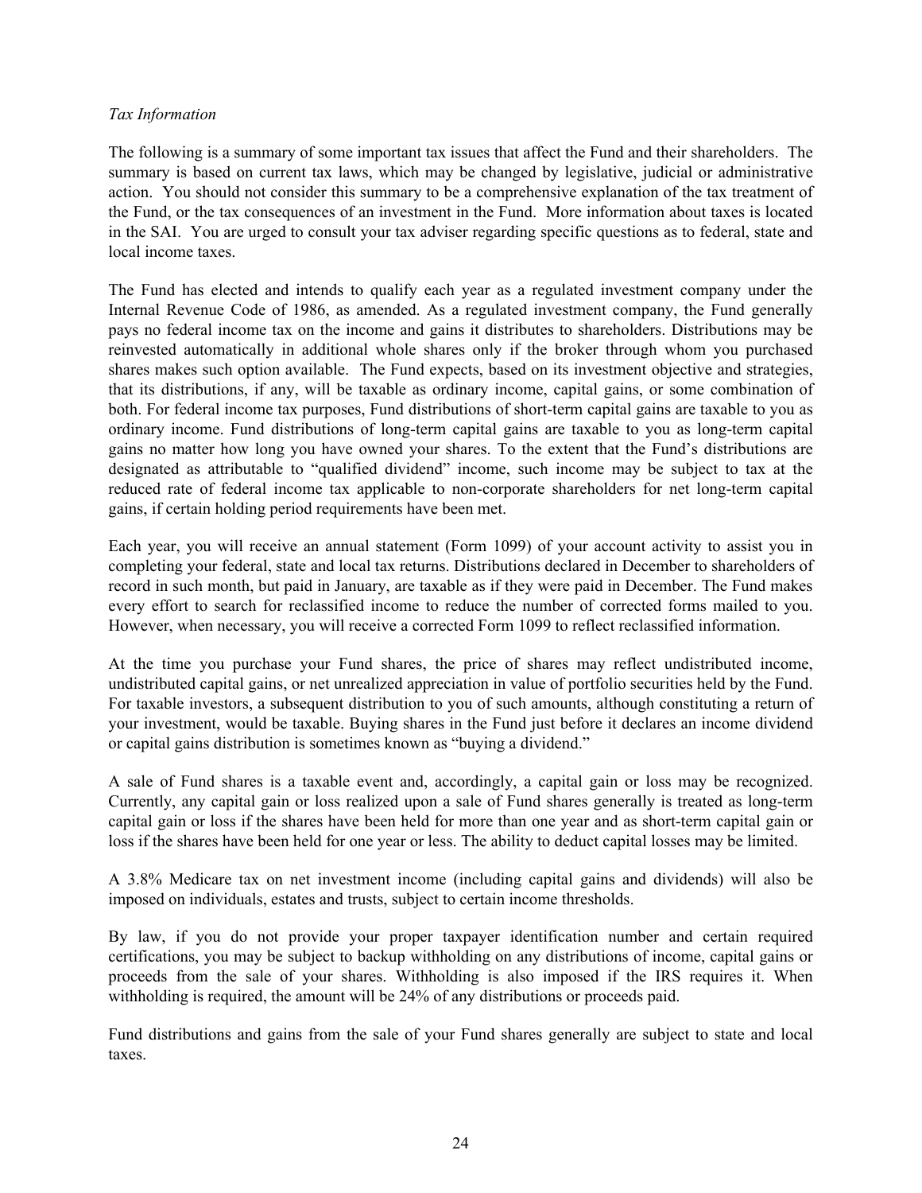*Tax Information*

The following is a summary of some important tax issues that affect the Fund and their shareholders. The summary is based on current tax laws, which may be changed by legislative, judicial or administrative action. You should not consider this summary to be a comprehensive explanation of the tax treatment of the Fund, or the tax consequences of an investment in the Fund. More information about taxes is located in the SAI. You are urged to consult your tax adviser regarding specific questions as to federal, state and local income taxes.

The Fund has elected and intends to qualify each year as a regulated investment company under the Internal Revenue Code of 1986, as amended. As a regulated investment company, the Fund generally pays no federal income tax on the income and gains it distributes to shareholders. Distributions may be reinvested automatically in additional whole shares only if the broker through whom you purchased shares makes such option available. The Fund expects, based on its investment objective and strategies, that its distributions, if any, will be taxable as ordinary income, capital gains, or some combination of both. For federal income tax purposes, Fund distributions of short-term capital gains are taxable to you as ordinary income. Fund distributions of long-term capital gains are taxable to you as long-term capital gains no matter how long you have owned your shares. To the extent that the Fund's distributions are designated as attributable to "qualified dividend" income, such income may be subject to tax at the reduced rate of federal income tax applicable to non-corporate shareholders for net long-term capital gains, if certain holding period requirements have been met.

Each year, you will receive an annual statement (Form 1099) of your account activity to assist you in completing your federal, state and local tax returns. Distributions declared in December to shareholders of record in such month, but paid in January, are taxable as if they were paid in December. The Fund makes every effort to search for reclassified income to reduce the number of corrected forms mailed to you. However, when necessary, you will receive a corrected Form 1099 to reflect reclassified information.

At the time you purchase your Fund shares, the price of shares may reflect undistributed income, undistributed capital gains, or net unrealized appreciation in value of portfolio securities held by the Fund. For taxable investors, a subsequent distribution to you of such amounts, although constituting a return of your investment, would be taxable. Buying shares in the Fund just before it declares an income dividend or capital gains distribution is sometimes known as "buying a dividend."

A sale of Fund shares is a taxable event and, accordingly, a capital gain or loss may be recognized. Currently, any capital gain or loss realized upon a sale of Fund shares generally is treated as long-term capital gain or loss if the shares have been held for more than one year and as short-term capital gain or loss if the shares have been held for one year or less. The ability to deduct capital losses may be limited.

A 3.8% Medicare tax on net investment income (including capital gains and dividends) will also be imposed on individuals, estates and trusts, subject to certain income thresholds.

By law, if you do not provide your proper taxpayer identification number and certain required certifications, you may be subject to backup withholding on any distributions of income, capital gains or proceeds from the sale of your shares. Withholding is also imposed if the IRS requires it. When withholding is required, the amount will be 24% of any distributions or proceeds paid.

Fund distributions and gains from the sale of your Fund shares generally are subject to state and local taxes.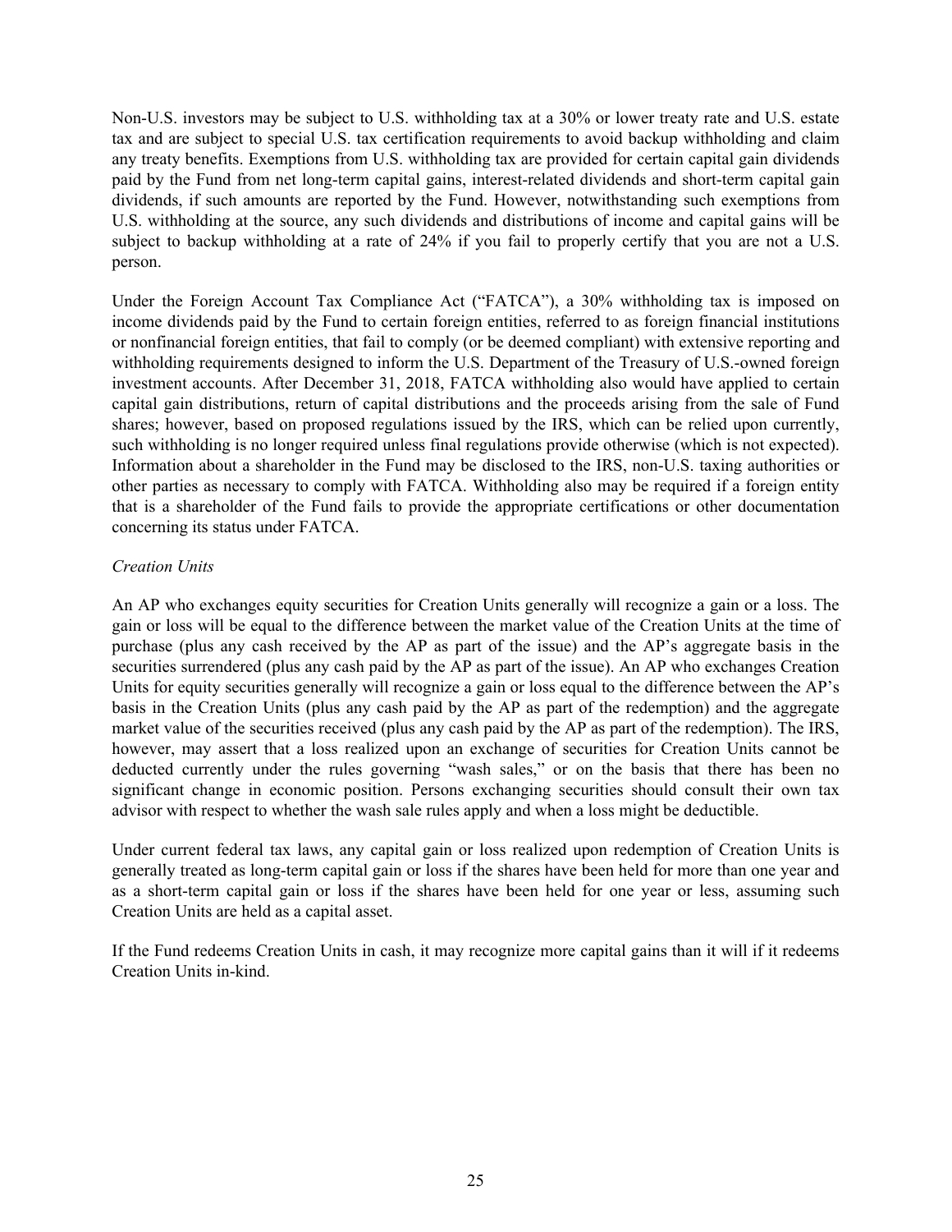Non-U.S. investors may be subject to U.S. withholding tax at a 30% or lower treaty rate and U.S. estate tax and are subject to special U.S. tax certification requirements to avoid backup withholding and claim any treaty benefits. Exemptions from U.S. withholding tax are provided for certain capital gain dividends paid by the Fund from net long-term capital gains, interest-related dividends and short-term capital gain dividends, if such amounts are reported by the Fund. However, notwithstanding such exemptions from U.S. withholding at the source, any such dividends and distributions of income and capital gains will be subject to backup withholding at a rate of 24% if you fail to properly certify that you are not a U.S. person.

Under the Foreign Account Tax Compliance Act ("FATCA"), a 30% withholding tax is imposed on income dividends paid by the Fund to certain foreign entities, referred to as foreign financial institutions or nonfinancial foreign entities, that fail to comply (or be deemed compliant) with extensive reporting and withholding requirements designed to inform the U.S. Department of the Treasury of U.S.-owned foreign investment accounts. After December 31, 2018, FATCA withholding also would have applied to certain capital gain distributions, return of capital distributions and the proceeds arising from the sale of Fund shares; however, based on proposed regulations issued by the IRS, which can be relied upon currently, such withholding is no longer required unless final regulations provide otherwise (which is not expected). Information about a shareholder in the Fund may be disclosed to the IRS, non-U.S. taxing authorities or other parties as necessary to comply with FATCA. Withholding also may be required if a foreign entity that is a shareholder of the Fund fails to provide the appropriate certifications or other documentation concerning its status under FATCA.

*Creation Units*

An AP who exchanges equity securities for Creation Units generally will recognize a gain or a loss. The gain or loss will be equal to the difference between the market value of the Creation Units at the time of purchase (plus any cash received by the AP as part of the issue) and the AP's aggregate basis in the securities surrendered (plus any cash paid by the AP as part of the issue). An AP who exchanges Creation Units for equity securities generally will recognize a gain or loss equal to the difference between the AP's basis in the Creation Units (plus any cash paid by the AP as part of the redemption) and the aggregate market value of the securities received (plus any cash paid by the AP as part of the redemption). The IRS, however, may assert that a loss realized upon an exchange of securities for Creation Units cannot be deducted currently under the rules governing "wash sales," or on the basis that there has been no significant change in economic position. Persons exchanging securities should consult their own tax advisor with respect to whether the wash sale rules apply and when a loss might be deductible.

Under current federal tax laws, any capital gain or loss realized upon redemption of Creation Units is generally treated as long-term capital gain or loss if the shares have been held for more than one year and as a short-term capital gain or loss if the shares have been held for one year or less, assuming such Creation Units are held as a capital asset.

If the Fund redeems Creation Units in cash, it may recognize more capital gains than it will if it redeems Creation Units in-kind.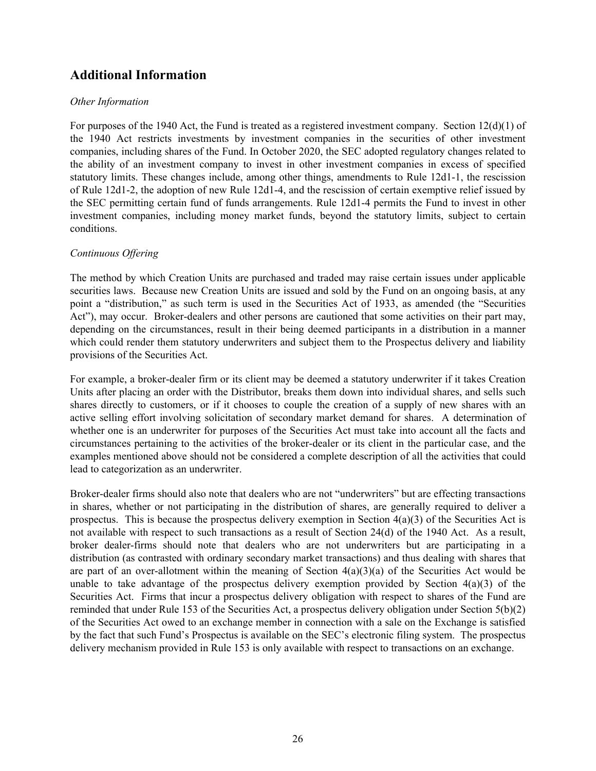## Additional Information

*Other Information*

For purposes of the 1940 Act, the Fund is treated as a registered investment company. Section 12(d)(1) of the 1940 Act restricts investments by investment companies in the securities of other investment companies, including shares of the Fund. In October 2020, the SEC adopted regulatory changes related to the ability of an investment company to invest in other investment companies in excess of specified statutory limits. These changes include, among other things, amendments to Rule 12d1-1, the rescission of Rule 12d1-2, the adoption of new Rule 12d1-4, and the rescission of certain exemptive relief issued by the SEC permitting certain fund of funds arrangements. Rule 12d1-4 permits the Fund to invest in other investment companies, including money market funds, beyond the statutory limits, subject to certain conditions.

*Continuous Offering*

The method by which Creation Units are purchased and traded may raise certain issues under applicable securities laws. Because new Creation Units are issued and sold by the Fund on an ongoing basis, at any point a "distribution," as such term is used in the Securities Act of 1933, as amended (the "Securities Act"), may occur. Broker-dealers and other persons are cautioned that some activities on their part may, depending on the circumstances, result in their being deemed participants in a distribution in a manner which could render them statutory underwriters and subject them to the Prospectus delivery and liability provisions of the Securities Act.

For example, a broker-dealer firm or its client may be deemed a statutory underwriter if it takes Creation Units after placing an order with the Distributor, breaks them down into individual shares, and sells such shares directly to customers, or if it chooses to couple the creation of a supply of new shares with an active selling effort involving solicitation of secondary market demand for shares. A determination of whether one is an underwriter for purposes of the Securities Act must take into account all the facts and circumstances pertaining to the activities of the broker-dealer or its client in the particular case, and the examples mentioned above should not be considered a complete description of all the activities that could lead to categorization as an underwriter.

Broker-dealer firms should also note that dealers who are not "underwriters" but are effecting transactions in shares, whether or not participating in the distribution of shares, are generally required to deliver a prospectus. This is because the prospectus delivery exemption in Section 4(a)(3) of the Securities Act is not available with respect to such transactions as a result of Section 24(d) of the 1940 Act. As a result, broker dealer-firms should note that dealers who are not underwriters but are participating in a distribution (as contrasted with ordinary secondary market transactions) and thus dealing with shares that are part of an over-allotment within the meaning of Section 4(a)(3)(a) of the Securities Act would be unable to take advantage of the prospectus delivery exemption provided by Section 4(a)(3) of the Securities Act. Firms that incur a prospectus delivery obligation with respect to shares of the Fund are reminded that under Rule 153 of the Securities Act, a prospectus delivery obligation under Section 5(b)(2) of the Securities Act owed to an exchange member in connection with a sale on the Exchange is satisfied by the fact that such Fund's Prospectus is available on the SEC's electronic filing system. The prospectus delivery mechanism provided in Rule 153 is only available with respect to transactions on an exchange.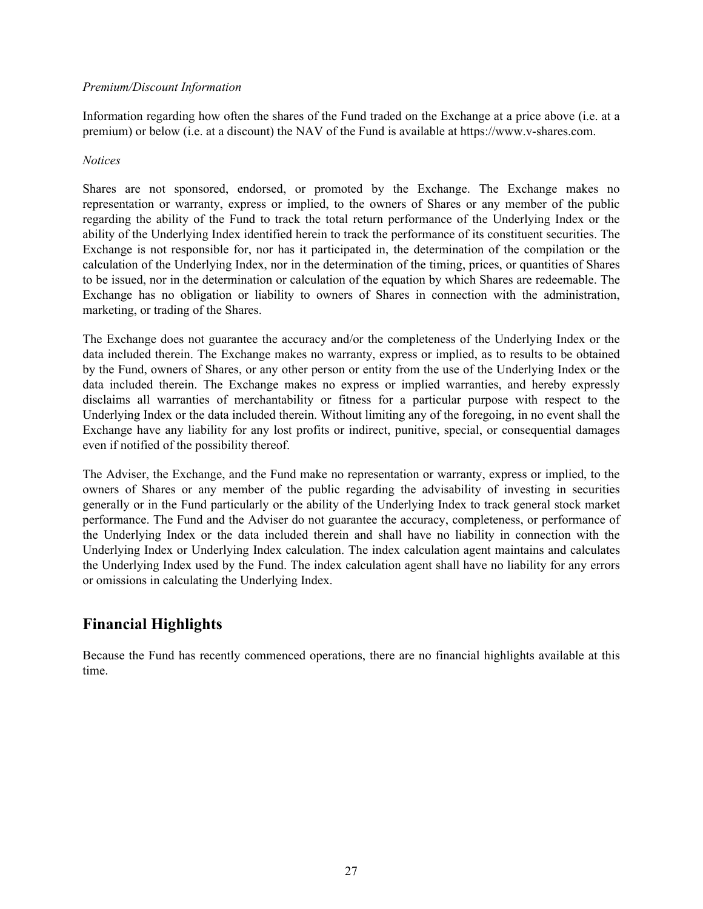*Premium/Discount Information*

Information regarding how often the shares of the Fund traded on the Exchange at a price above (i.e. at a premium) or below (i.e. at a discount) the NAV of the Fund is available at https://www.v-shares.com.

*Notices*

Shares are not sponsored, endorsed, or promoted by the Exchange. The Exchange makes no representation or warranty, express or implied, to the owners of Shares or any member of the public regarding the ability of the Fund to track the total return performance of the Underlying Index or the ability of the Underlying Index identified herein to track the performance of its constituent securities. The Exchange is not responsible for, nor has it participated in, the determination of the compilation or the calculation of the Underlying Index, nor in the determination of the timing, prices, or quantities of Shares to be issued, nor in the determination or calculation of the equation by which Shares are redeemable. The Exchange has no obligation or liability to owners of Shares in connection with the administration, marketing, or trading of the Shares.

The Exchange does not guarantee the accuracy and/or the completeness of the Underlying Index or the data included therein. The Exchange makes no warranty, express or implied, as to results to be obtained by the Fund, owners of Shares, or any other person or entity from the use of the Underlying Index or the data included therein. The Exchange makes no express or implied warranties, and hereby expressly disclaims all warranties of merchantability or fitness for a particular purpose with respect to the Underlying Index or the data included therein. Without limiting any of the foregoing, in no event shall the Exchange have any liability for any lost profits or indirect, punitive, special, or consequential damages even if notified of the possibility thereof.

The Adviser, the Exchange, and the Fund make no representation or warranty, express or implied, to the owners of Shares or any member of the public regarding the advisability of investing in securities generally or in the Fund particularly or the ability of the Underlying Index to track general stock market performance. The Fund and the Adviser do not guarantee the accuracy, completeness, or performance of the Underlying Index or the data included therein and shall have no liability in connection with the Underlying Index or Underlying Index calculation. The index calculation agent maintains and calculates the Underlying Index used by the Fund. The index calculation agent shall have no liability for any errors or omissions in calculating the Underlying Index.

## Financial Highlights

Because the Fund has recently commenced operations, there are no financial highlights available at this time.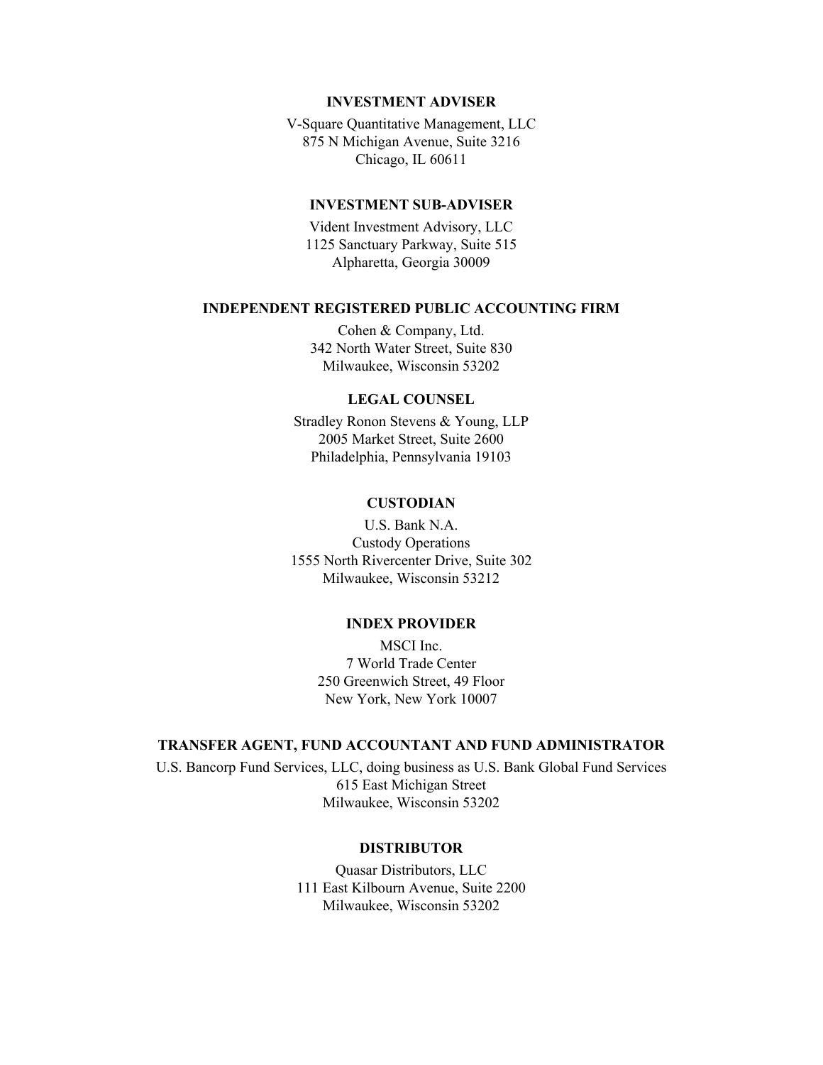**INVESTMENT ADVISER**

V-Square Quantitative Management, LLC
875 N Michigan Avenue, Suite 3216
Chicago, IL 60611

**INVESTMENT SUB-ADVISER**

Vident Investment Advisory, LLC
1125 Sanctuary Parkway, Suite 515
Alpharetta, Georgia 30009

**INDEPENDENT REGISTERED PUBLIC ACCOUNTING FIRM**

Cohen & Company, Ltd.
342 North Water Street, Suite 830
Milwaukee, Wisconsin 53202

**LEGAL COUNSEL**

Stradley Ronon Stevens & Young, LLP
2005 Market Street, Suite 2600
Philadelphia, Pennsylvania 19103

**CUSTODIAN**

U.S. Bank N.A.
Custody Operations
1555 North Rivercenter Drive, Suite 302
Milwaukee, Wisconsin 53212

**INDEX PROVIDER**

MSCI Inc.
7 World Trade Center
250 Greenwich Street, 49 Floor
New York, New York 10007

**TRANSFER AGENT, FUND ACCOUNTANT AND FUND ADMINISTRATOR**

U.S. Bancorp Fund Services, LLC, doing business as U.S. Bank Global Fund Services
615 East Michigan Street
Milwaukee, Wisconsin 53202

**DISTRIBUTOR**

Quasar Distributors, LLC
111 East Kilbourn Avenue, Suite 2200
Milwaukee, Wisconsin 53202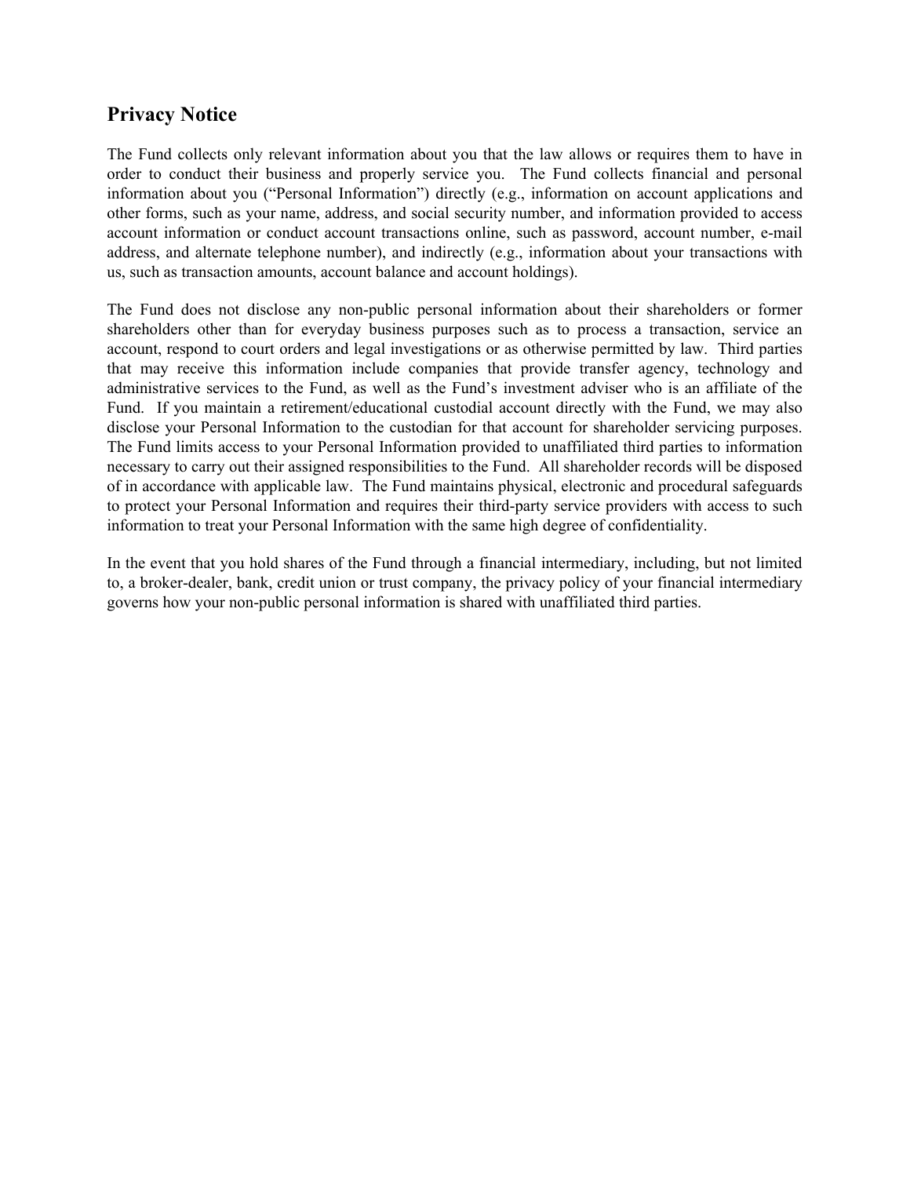## Privacy Notice

The Fund collects only relevant information about you that the law allows or requires them to have in order to conduct their business and properly service you. The Fund collects financial and personal information about you ("Personal Information") directly (e.g., information on account applications and other forms, such as your name, address, and social security number, and information provided to access account information or conduct account transactions online, such as password, account number, e-mail address, and alternate telephone number), and indirectly (e.g., information about your transactions with us, such as transaction amounts, account balance and account holdings).

The Fund does not disclose any non-public personal information about their shareholders or former shareholders other than for everyday business purposes such as to process a transaction, service an account, respond to court orders and legal investigations or as otherwise permitted by law. Third parties that may receive this information include companies that provide transfer agency, technology and administrative services to the Fund, as well as the Fund's investment adviser who is an affiliate of the Fund. If you maintain a retirement/educational custodial account directly with the Fund, we may also disclose your Personal Information to the custodian for that account for shareholder servicing purposes. The Fund limits access to your Personal Information provided to unaffiliated third parties to information necessary to carry out their assigned responsibilities to the Fund. All shareholder records will be disposed of in accordance with applicable law. The Fund maintains physical, electronic and procedural safeguards to protect your Personal Information and requires their third-party service providers with access to such information to treat your Personal Information with the same high degree of confidentiality.

In the event that you hold shares of the Fund through a financial intermediary, including, but not limited to, a broker-dealer, bank, credit union or trust company, the privacy policy of your financial intermediary governs how your non-public personal information is shared with unaffiliated third parties.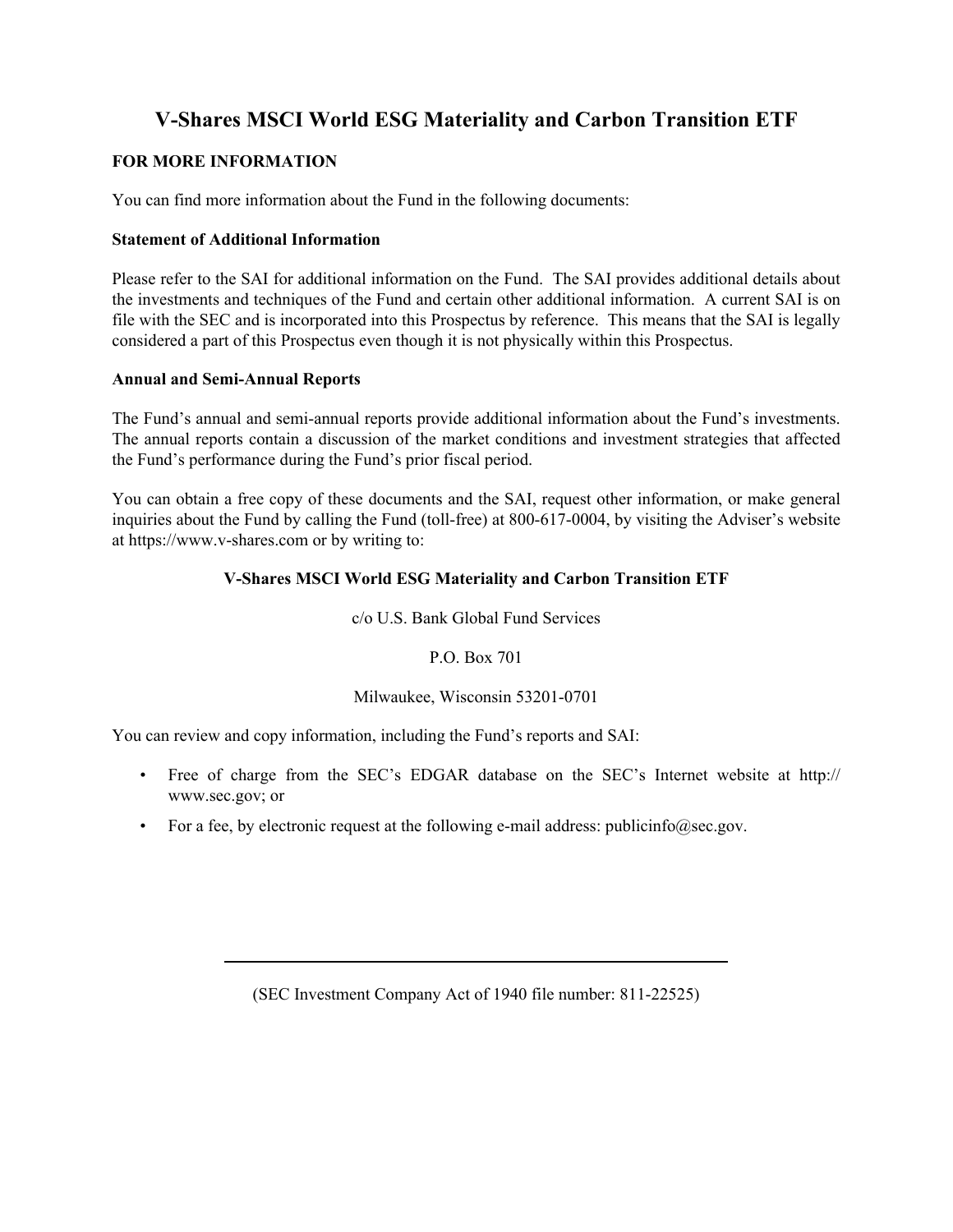# V-Shares MSCI World ESG Materiality and Carbon Transition ETF

**FOR MORE INFORMATION**

You can find more information about the Fund in the following documents:

**Statement of Additional Information**

Please refer to the SAI for additional information on the Fund. The SAI provides additional details about the investments and techniques of the Fund and certain other additional information. A current SAI is on file with the SEC and is incorporated into this Prospectus by reference. This means that the SAI is legally considered a part of this Prospectus even though it is not physically within this Prospectus.

**Annual and Semi-Annual Reports**

The Fund's annual and semi-annual reports provide additional information about the Fund's investments. The annual reports contain a discussion of the market conditions and investment strategies that affected the Fund's performance during the Fund's prior fiscal period.

You can obtain a free copy of these documents and the SAI, request other information, or make general inquiries about the Fund by calling the Fund (toll-free) at 800-617-0004, by visiting the Adviser's website at https://www.v-shares.com or by writing to:

**V-Shares MSCI World ESG Materiality and Carbon Transition ETF**

c/o U.S. Bank Global Fund Services

P.O. Box 701

Milwaukee, Wisconsin 53201-0701

You can review and copy information, including the Fund's reports and SAI:

- Free of charge from the SEC's EDGAR database on the SEC's Internet website at http://www.sec.gov; or
- For a fee, by electronic request at the following e-mail address: publicinfo@sec.gov.

---

(SEC Investment Company Act of 1940 file number: 811-22525)